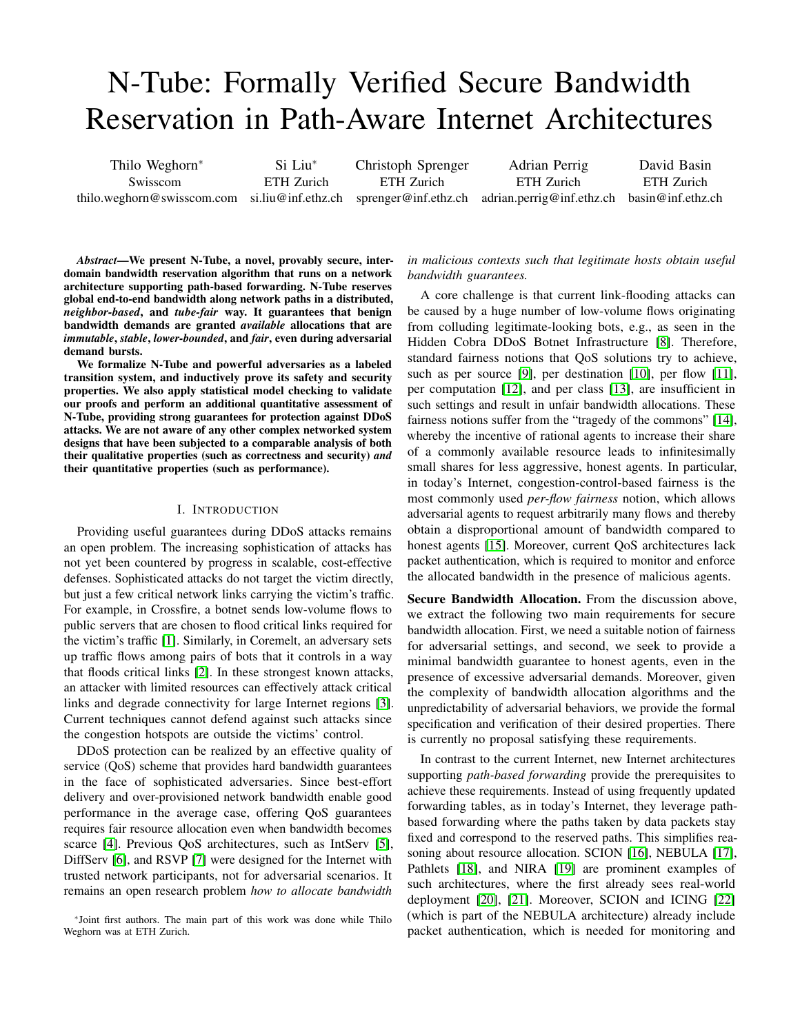# N-Tube: Formally Verified Secure Bandwidth Reservation in Path-Aware Internet Architectures

Thilo Weghorn[*] — Swisscom — thilo.weghorn@swisscom.com

Si Liu[*] — ETH Zurich — si.liu@inf.ethz.ch

Christoph Sprenger — ETH Zurich — sprenger@inf.ethz.ch

Adrian Perrig — ETH Zurich — adrian.perrig@inf.ethz.ch

David Basin — ETH Zurich — basin@inf.ethz.ch

***Abstract*—We present N-Tube, a novel, provably secure, inter-domain bandwidth reservation algorithm that runs on a network architecture supporting path-based forwarding. N-Tube reserves global end-to-end bandwidth along network paths in a distributed, *neighbor-based*, and *tube-fair* way. It guarantees that benign bandwidth demands are granted *available* allocations that are *immutable*, *stable*, *lower-bounded*, and *fair*, even during adversarial demand bursts.**

**We formalize N-Tube and powerful adversaries as a labeled transition system, and inductively prove its safety and security properties. We also apply statistical model checking to validate our proofs and perform an additional quantitative assessment of N-Tube, providing strong guarantees for protection against DDoS attacks. We are not aware of any other complex networked system designs that have been subjected to a comparable analysis of both their qualitative properties (such as correctness and security) *and* their quantitative properties (such as performance).**

## I. Introduction

Providing useful guarantees during DDoS attacks remains an open problem. The increasing sophistication of attacks has not yet been countered by progress in scalable, cost-effective defenses. Sophisticated attacks do not target the victim directly, but just a few critical network links carrying the victim's traffic. For example, in Crossfire, a botnet sends low-volume flows to public servers that are chosen to flood critical links required for the victim's traffic [1]. Similarly, in Coremelt, an adversary sets up traffic flows among pairs of bots that it controls in a way that floods critical links [2]. In these strongest known attacks, an attacker with limited resources can effectively attack critical links and degrade connectivity for large Internet regions [3]. Current techniques cannot defend against such attacks since the congestion hotspots are outside the victims' control.

DDoS protection can be realized by an effective quality of service (QoS) scheme that provides hard bandwidth guarantees in the face of sophisticated adversaries. Since best-effort delivery and over-provisioned network bandwidth enable good performance in the average case, offering QoS guarantees requires fair resource allocation even when bandwidth becomes scarce [4]. Previous QoS architectures, such as IntServ [5], DiffServ [6], and RSVP [7] were designed for the Internet with trusted network participants, not for adversarial scenarios. It remains an open research problem *how to allocate bandwidth in malicious contexts such that legitimate hosts obtain useful bandwidth guarantees.*

A core challenge is that current link-flooding attacks can be caused by a huge number of low-volume flows originating from colluding legitimate-looking bots, e.g., as seen in the Hidden Cobra DDoS Botnet Infrastructure [8]. Therefore, standard fairness notions that QoS solutions try to achieve, such as per source [9], per destination [10], per flow [11], per computation [12], and per class [13], are insufficient in such settings and result in unfair bandwidth allocations. These fairness notions suffer from the "tragedy of the commons" [14], whereby the incentive of rational agents to increase their share of a commonly available resource leads to infinitesimally small shares for less aggressive, honest agents. In particular, in today's Internet, congestion-control-based fairness is the most commonly used *per-flow fairness* notion, which allows adversarial agents to request arbitrarily many flows and thereby obtain a disproportional amount of bandwidth compared to honest agents [15]. Moreover, current QoS architectures lack packet authentication, which is required to monitor and enforce the allocated bandwidth in the presence of malicious agents.

**Secure Bandwidth Allocation.** From the discussion above, we extract the following two main requirements for secure bandwidth allocation. First, we need a suitable notion of fairness for adversarial settings, and second, we seek to provide a minimal bandwidth guarantee to honest agents, even in the presence of excessive adversarial demands. Moreover, given the complexity of bandwidth allocation algorithms and the unpredictability of adversarial behaviors, we provide the formal specification and verification of their desired properties. There is currently no proposal satisfying these requirements.

In contrast to the current Internet, new Internet architectures supporting *path-based forwarding* provide the prerequisites to achieve these requirements. Instead of using frequently updated forwarding tables, as in today's Internet, they leverage path-based forwarding where the paths taken by data packets stay fixed and correspond to the reserved paths. This simplifies reasoning about resource allocation. SCION [16], NEBULA [17], Pathlets [18], and NIRA [19] are prominent examples of such architectures, where the first already sees real-world deployment [20], [21]. Moreover, SCION and ICING [22] (which is part of the NEBULA architecture) already include packet authentication, which is needed for monitoring and

[*]Joint first authors. The main part of this work was done while Thilo Weghorn was at ETH Zurich.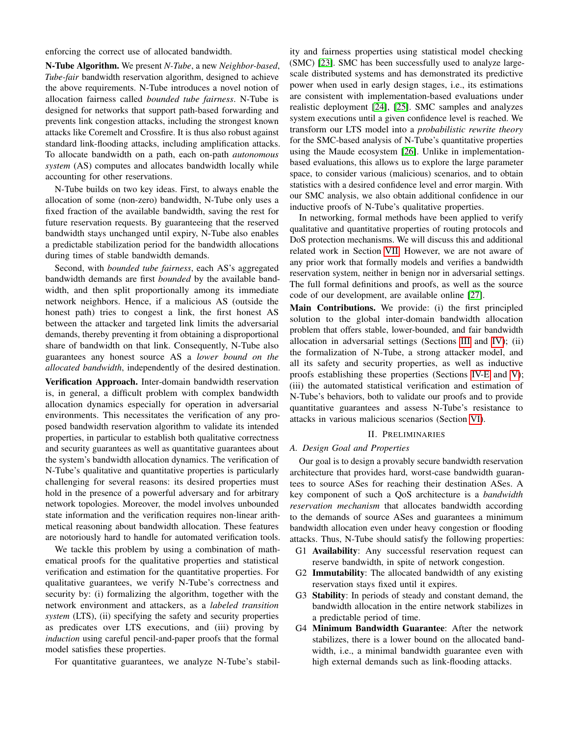enforcing the correct use of allocated bandwidth.

**N-Tube Algorithm.** We present *N-Tube*, a new *Neighbor-based*, *Tube-fair* bandwidth reservation algorithm, designed to achieve the above requirements. N-Tube introduces a novel notion of allocation fairness called *bounded tube fairness*. N-Tube is designed for networks that support path-based forwarding and prevents link congestion attacks, including the strongest known attacks like Coremelt and Crossfire. It is thus also robust against standard link-flooding attacks, including amplification attacks. To allocate bandwidth on a path, each on-path *autonomous system* (AS) computes and allocates bandwidth locally while accounting for other reservations.

N-Tube builds on two key ideas. First, to always enable the allocation of some (non-zero) bandwidth, N-Tube only uses a fixed fraction of the available bandwidth, saving the rest for future reservation requests. By guaranteeing that the reserved bandwidth stays unchanged until expiry, N-Tube also enables a predictable stabilization period for the bandwidth allocations during times of stable bandwidth demands.

Second, with *bounded tube fairness*, each AS's aggregated bandwidth demands are first *bounded* by the available bandwidth, and then split proportionally among its immediate network neighbors. Hence, if a malicious AS (outside the honest path) tries to congest a link, the first honest AS between the attacker and targeted link limits the adversarial demands, thereby preventing it from obtaining a disproportional share of bandwidth on that link. Consequently, N-Tube also guarantees any honest source AS a *lower bound on the allocated bandwidth*, independently of the desired destination.

**Verification Approach.** Inter-domain bandwidth reservation is, in general, a difficult problem with complex bandwidth allocation dynamics especially for operation in adversarial environments. This necessitates the verification of any proposed bandwidth reservation algorithm to validate its intended properties, in particular to establish both qualitative correctness and security guarantees as well as quantitative guarantees about the system's bandwidth allocation dynamics. The verification of N-Tube's qualitative and quantitative properties is particularly challenging for several reasons: its desired properties must hold in the presence of a powerful adversary and for arbitrary network topologies. Moreover, the model involves unbounded state information and the verification requires non-linear arithmetical reasoning about bandwidth allocation. These features are notoriously hard to handle for automated verification tools.

We tackle this problem by using a combination of mathematical proofs for the qualitative properties and statistical verification and estimation for the quantitative properties. For qualitative guarantees, we verify N-Tube's correctness and security by: (i) formalizing the algorithm, together with the network environment and attackers, as a *labeled transition system* (LTS), (ii) specifying the safety and security properties as predicates over LTS executions, and (iii) proving by *induction* using careful pencil-and-paper proofs that the formal model satisfies these properties.

For quantitative guarantees, we analyze N-Tube's stability and fairness properties using statistical model checking (SMC) [23]. SMC has been successfully used to analyze large-scale distributed systems and has demonstrated its predictive power when used in early design stages, i.e., its estimations are consistent with implementation-based evaluations under realistic deployment [24], [25]. SMC samples and analyzes system executions until a given confidence level is reached. We transform our LTS model into a *probabilistic rewrite theory* for the SMC-based analysis of N-Tube's quantitative properties using the Maude ecosystem [26]. Unlike in implementation-based evaluations, this allows us to explore the large parameter space, to consider various (malicious) scenarios, and to obtain statistics with a desired confidence level and error margin. With our SMC analysis, we also obtain additional confidence in our inductive proofs of N-Tube's qualitative properties.

In networking, formal methods have been applied to verify qualitative and quantitative properties of routing protocols and DoS protection mechanisms. We will discuss this and additional related work in Section VII. However, we are not aware of any prior work that formally models and verifies a bandwidth reservation system, neither in benign nor in adversarial settings. The full formal definitions and proofs, as well as the source code of our development, are available online [27].

**Main Contributions.** We provide: (i) the first principled solution to the global inter-domain bandwidth allocation problem that offers stable, lower-bounded, and fair bandwidth allocation in adversarial settings (Sections III and IV); (ii) the formalization of N-Tube, a strong attacker model, and all its safety and security properties, as well as inductive proofs establishing these properties (Sections IV-E and V); (iii) the automated statistical verification and estimation of N-Tube's behaviors, both to validate our proofs and to provide quantitative guarantees and assess N-Tube's resistance to attacks in various malicious scenarios (Section VI).

## II. Preliminaries

### A. Design Goal and Properties

Our goal is to design a provably secure bandwidth reservation architecture that provides hard, worst-case bandwidth guarantees to source ASes for reaching their destination ASes. A key component of such a QoS architecture is a *bandwidth reservation mechanism* that allocates bandwidth according to the demands of source ASes and guarantees a minimum bandwidth allocation even under heavy congestion or flooding attacks. Thus, N-Tube should satisfy the following properties:

- G1 **Availability**: Any successful reservation request can reserve bandwidth, in spite of network congestion.
- G2 **Immutability**: The allocated bandwidth of any existing reservation stays fixed until it expires.
- G3 **Stability**: In periods of steady and constant demand, the bandwidth allocation in the entire network stabilizes in a predictable period of time.
- G4 **Minimum Bandwidth Guarantee**: After the network stabilizes, there is a lower bound on the allocated bandwidth, i.e., a minimal bandwidth guarantee even with high external demands such as link-flooding attacks.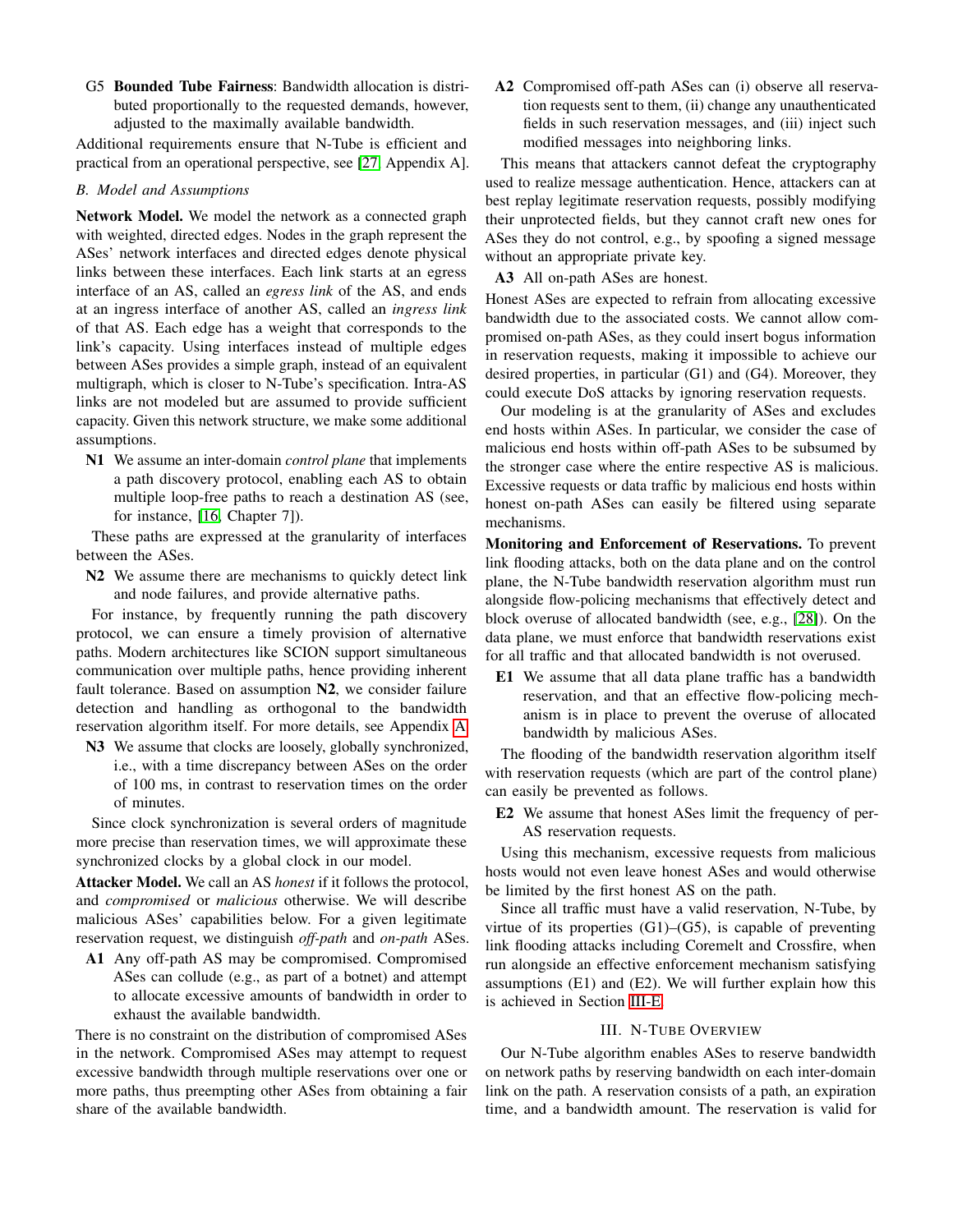- G5 **Bounded Tube Fairness**: Bandwidth allocation is distributed proportionally to the requested demands, however, adjusted to the maximally available bandwidth.

Additional requirements ensure that N-Tube is efficient and practical from an operational perspective, see [27, Appendix A].

### B. Model and Assumptions

**Network Model.** We model the network as a connected graph with weighted, directed edges. Nodes in the graph represent the ASes' network interfaces and directed edges denote physical links between these interfaces. Each link starts at an egress interface of an AS, called an *egress link* of the AS, and ends at an ingress interface of another AS, called an *ingress link* of that AS. Each edge has a weight that corresponds to the link's capacity. Using interfaces instead of multiple edges between ASes provides a simple graph, instead of an equivalent multigraph, which is closer to N-Tube's specification. Intra-AS links are not modeled but are assumed to provide sufficient capacity. Given this network structure, we make some additional assumptions.

- **N1** We assume an inter-domain *control plane* that implements a path discovery protocol, enabling each AS to obtain multiple loop-free paths to reach a destination AS (see, for instance, [16, Chapter 7]).

These paths are expressed at the granularity of interfaces between the ASes.

- **N2** We assume there are mechanisms to quickly detect link and node failures, and provide alternative paths.

For instance, by frequently running the path discovery protocol, we can ensure a timely provision of alternative paths. Modern architectures like SCION support simultaneous communication over multiple paths, hence providing inherent fault tolerance. Based on assumption **N2**, we consider failure detection and handling as orthogonal to the bandwidth reservation algorithm itself. For more details, see Appendix A.

- **N3** We assume that clocks are loosely, globally synchronized, i.e., with a time discrepancy between ASes on the order of 100 ms, in contrast to reservation times on the order of minutes.

Since clock synchronization is several orders of magnitude more precise than reservation times, we will approximate these synchronized clocks by a global clock in our model.

**Attacker Model.** We call an AS *honest* if it follows the protocol, and *compromised* or *malicious* otherwise. We will describe malicious ASes' capabilities below. For a given legitimate reservation request, we distinguish *off-path* and *on-path* ASes.

- **A1** Any off-path AS may be compromised. Compromised ASes can collude (e.g., as part of a botnet) and attempt to allocate excessive amounts of bandwidth in order to exhaust the available bandwidth.

There is no constraint on the distribution of compromised ASes in the network. Compromised ASes may attempt to request excessive bandwidth through multiple reservations over one or more paths, thus preempting other ASes from obtaining a fair share of the available bandwidth.

- **A2** Compromised off-path ASes can (i) observe all reservation requests sent to them, (ii) change any unauthenticated fields in such reservation messages, and (iii) inject such modified messages into neighboring links.

This means that attackers cannot defeat the cryptography used to realize message authentication. Hence, attackers can at best replay legitimate reservation requests, possibly modifying their unprotected fields, but they cannot craft new ones for ASes they do not control, e.g., by spoofing a signed message without an appropriate private key.

- **A3** All on-path ASes are honest.

Honest ASes are expected to refrain from allocating excessive bandwidth due to the associated costs. We cannot allow compromised on-path ASes, as they could insert bogus information in reservation requests, making it impossible to achieve our desired properties, in particular (G1) and (G4). Moreover, they could execute DoS attacks by ignoring reservation requests.

Our modeling is at the granularity of ASes and excludes end hosts within ASes. In particular, we consider the case of malicious end hosts within off-path ASes to be subsumed by the stronger case where the entire respective AS is malicious. Excessive requests or data traffic by malicious end hosts within honest on-path ASes can easily be filtered using separate mechanisms.

**Monitoring and Enforcement of Reservations.** To prevent link flooding attacks, both on the data plane and on the control plane, the N-Tube bandwidth reservation algorithm must run alongside flow-policing mechanisms that effectively detect and block overuse of allocated bandwidth (see, e.g., [28]). On the data plane, we must enforce that bandwidth reservations exist for all traffic and that allocated bandwidth is not overused.

- **E1** We assume that all data plane traffic has a bandwidth reservation, and that an effective flow-policing mechanism is in place to prevent the overuse of allocated bandwidth by malicious ASes.

The flooding of the bandwidth reservation algorithm itself with reservation requests (which are part of the control plane) can easily be prevented as follows.

- **E2** We assume that honest ASes limit the frequency of per-AS reservation requests.

Using this mechanism, excessive requests from malicious hosts would not even leave honest ASes and would otherwise be limited by the first honest AS on the path.

Since all traffic must have a valid reservation, N-Tube, by virtue of its properties (G1)–(G5), is capable of preventing link flooding attacks including Coremelt and Crossfire, when run alongside an effective enforcement mechanism satisfying assumptions (E1) and (E2). We will further explain how this is achieved in Section III-E.

## III. N-Tube Overview

Our N-Tube algorithm enables ASes to reserve bandwidth on network paths by reserving bandwidth on each inter-domain link on the path. A reservation consists of a path, an expiration time, and a bandwidth amount. The reservation is valid for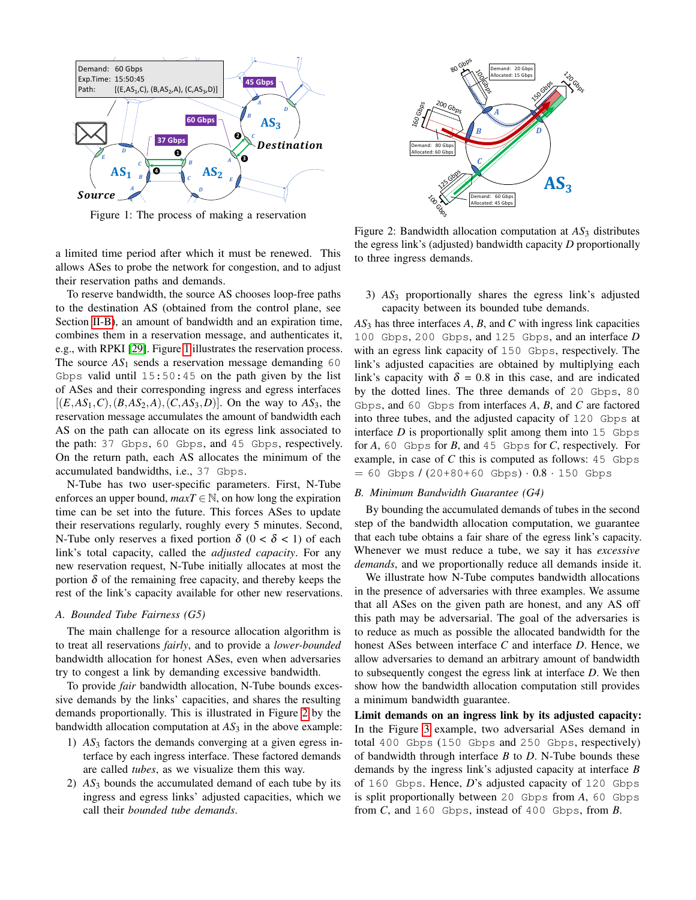Figure 1: The process of making a reservation

a limited time period after which it must be renewed. This allows ASes to probe the network for congestion, and to adjust their reservation paths and demands.

To reserve bandwidth, the source AS chooses loop-free paths to the destination AS (obtained from the control plane, see Section II-B), an amount of bandwidth and an expiration time, combines them in a reservation message, and authenticates it, e.g., with RPKI [29]. Figure 1 illustrates the reservation process. The source $AS_1$ sends a reservation message demanding 60 Gbps valid until 15:50:45 on the path given by the list of ASes and their corresponding ingress and egress interfaces $[(E, AS_1, C), (B, AS_2, A), (C, AS_3, D)]$. On the way to $AS_3$, the reservation message accumulates the amount of bandwidth each AS on the path can allocate on its egress link associated to the path: 37 Gbps, 60 Gbps, and 45 Gbps, respectively. On the return path, each AS allocates the minimum of the accumulated bandwidths, i.e., 37 Gbps.

N-Tube has two user-specific parameters. First, N-Tube enforces an upper bound, $maxT \in \mathbb{N}$, on how long the expiration time can be set into the future. This forces ASes to update their reservations regularly, roughly every 5 minutes. Second, N-Tube only reserves a fixed portion $\delta$ ($0 < \delta < 1$) of each link's total capacity, called the *adjusted capacity*. For any new reservation request, N-Tube initially allocates at most the portion $\delta$ of the remaining free capacity, and thereby keeps the rest of the link's capacity available for other new reservations.

### A. Bounded Tube Fairness (G5)

The main challenge for a resource allocation algorithm is to treat all reservations *fairly*, and to provide a *lower-bounded* bandwidth allocation for honest ASes, even when adversaries try to congest a link by demanding excessive bandwidth.

To provide *fair* bandwidth allocation, N-Tube bounds excessive demands by the links' capacities, and shares the resulting demands proportionally. This is illustrated in Figure 2 by the bandwidth allocation computation at $AS_3$ in the above example:

1) $AS_3$ factors the demands converging at a given egress interface by each ingress interface. These factored demands are called *tubes*, as we visualize them this way.
2) $AS_3$ bounds the accumulated demand of each tube by its ingress and egress links' adjusted capacities, which we call their *bounded tube demands*.

Figure 2: Bandwidth allocation computation at $AS_3$ distributes the egress link's (adjusted) bandwidth capacity $D$ proportionally to three ingress demands.

3) $AS_3$ proportionally shares the egress link's adjusted capacity between its bounded tube demands.

$AS_3$ has three interfaces $A$, $B$, and $C$ with ingress link capacities 100 Gbps, 200 Gbps, and 125 Gbps, and an interface $D$ with an egress link capacity of 150 Gbps, respectively. The link's adjusted capacities are obtained by multiplying each link's capacity with $\delta = 0.8$ in this case, and are indicated by the dotted lines. The three demands of 20 Gbps, 80 Gbps, and 60 Gbps from interfaces $A$, $B$, and $C$ are factored into three tubes, and the adjusted capacity of 120 Gbps at interface $D$ is proportionally split among them into 15 Gbps for $A$, 60 Gbps for $B$, and 45 Gbps for $C$, respectively. For example, in case of $C$ this is computed as follows: 45 Gbps = 60 Gbps / (20+80+60 Gbps) $\cdot$ 0.8 $\cdot$ 150 Gbps

### B. Minimum Bandwidth Guarantee (G4)

By bounding the accumulated demands of tubes in the second step of the bandwidth allocation computation, we guarantee that each tube obtains a fair share of the egress link's capacity. Whenever we must reduce a tube, we say it has *excessive demands*, and we proportionally reduce all demands inside it.

We illustrate how N-Tube computes bandwidth allocations in the presence of adversaries with three examples. We assume that all ASes on the given path are honest, and any AS off this path may be adversarial. The goal of the adversaries is to reduce as much as possible the allocated bandwidth for the honest ASes between interface $C$ and interface $D$. Hence, we allow adversaries to demand an arbitrary amount of bandwidth to subsequently congest the egress link at interface $D$. We then show how the bandwidth allocation computation still provides a minimum bandwidth guarantee.

**Limit demands on an ingress link by its adjusted capacity:** In the Figure 3 example, two adversarial ASes demand in total 400 Gbps (150 Gbps and 250 Gbps, respectively) of bandwidth through interface $B$ to $D$. N-Tube bounds these demands by the ingress link's adjusted capacity at interface $B$ of 160 Gbps. Hence, $D$'s adjusted capacity of 120 Gbps is split proportionally between 20 Gbps from $A$, 60 Gbps from $C$, and 160 Gbps, instead of 400 Gbps, from $B$.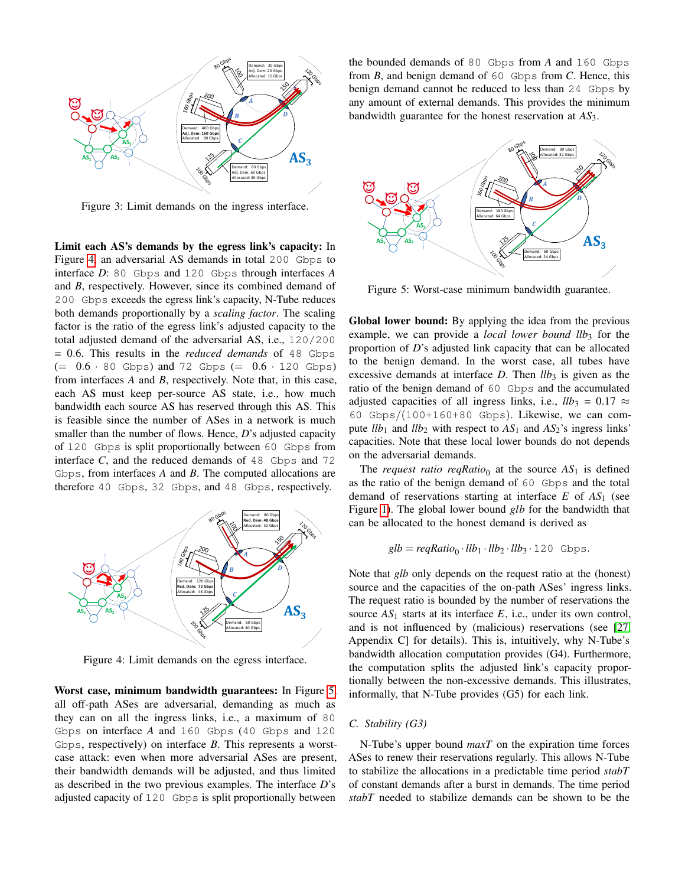Figure 3: Limit demands on the ingress interface.

**Limit each AS's demands by the egress link's capacity:** In Figure 4, an adversarial AS demands in total 200 Gbps to interface *D*: 80 Gbps and 120 Gbps through interfaces *A* and *B*, respectively. However, since its combined demand of 200 Gbps exceeds the egress link's capacity, N-Tube reduces both demands proportionally by a *scaling factor*. The scaling factor is the ratio of the egress link's adjusted capacity to the total adjusted demand of the adversarial AS, i.e., 120/200 = 0.6. This results in the *reduced demands* of 48 Gbps (= 0.6 · 80 Gbps) and 72 Gbps (= 0.6 · 120 Gbps) from interfaces *A* and *B*, respectively. Note that, in this case, each AS must keep per-source AS state, i.e., how much bandwidth each source AS has reserved through this AS. This is feasible since the number of ASes in a network is much smaller than the number of flows. Hence, *D*'s adjusted capacity of 120 Gbps is split proportionally between 60 Gbps from interface *C*, and the reduced demands of 48 Gbps and 72 Gbps, from interfaces *A* and *B*. The computed allocations are therefore 40 Gbps, 32 Gbps, and 48 Gbps, respectively.

Figure 4: Limit demands on the egress interface.

**Worst case, minimum bandwidth guarantees:** In Figure 5 all off-path ASes are adversarial, demanding as much as they can on all the ingress links, i.e., a maximum of 80 Gbps on interface *A* and 160 Gbps (40 Gbps and 120 Gbps, respectively) on interface *B*. This represents a worst-case attack: even when more adversarial ASes are present, their bandwidth demands will be adjusted, and thus limited as described in the two previous examples. The interface *D*'s adjusted capacity of 120 Gbps is split proportionally between the bounded demands of 80 Gbps from *A* and 160 Gbps from *B*, and benign demand of 60 Gbps from *C*. Hence, this benign demand cannot be reduced to less than 24 Gbps by any amount of external demands. This provides the minimum bandwidth guarantee for the honest reservation at $AS_3$.

Figure 5: Worst-case minimum bandwidth guarantee.

**Global lower bound:** By applying the idea from the previous example, we can provide a *local lower bound* $llb_3$ for the proportion of *D*'s adjusted link capacity that can be allocated to the benign demand. In the worst case, all tubes have excessive demands at interface *D*. Then $llb_3$ is given as the ratio of the benign demand of 60 Gbps and the accumulated adjusted capacities of all ingress links, i.e., $llb_3$ = 0.17 ≈ 60 Gbps/(100+160+80 Gbps). Likewise, we can compute $llb_1$ and $llb_2$ with respect to $AS_1$ and $AS_2$'s ingress links' capacities. Note that these local lower bounds do not depends on the adversarial demands.

The *request ratio* $reqRatio_0$ at the source $AS_1$ is defined as the ratio of the benign demand of 60 Gbps and the total demand of reservations starting at interface *E* of $AS_1$ (see Figure 1). The global lower bound *glb* for the bandwidth that can be allocated to the honest demand is derived as

$$glb = reqRatio_0 \cdot llb_1 \cdot llb_2 \cdot llb_3 \cdot 120 \text{ Gbps}.$$

Note that *glb* only depends on the request ratio at the (honest) source and the capacities of the on-path ASes' ingress links. The request ratio is bounded by the number of reservations the source $AS_1$ starts at its interface *E*, i.e., under its own control, and is not influenced by (malicious) reservations (see [27, Appendix C] for details). This is, intuitively, why N-Tube's bandwidth allocation computation provides (G4). Furthermore, the computation splits the adjusted link's capacity proportionally between the non-excessive demands. This illustrates, informally, that N-Tube provides (G5) for each link.

### C. Stability (G3)

N-Tube's upper bound *maxT* on the expiration time forces ASes to renew their reservations regularly. This allows N-Tube to stabilize the allocations in a predictable time period *stabT* of constant demands after a burst in demands. The time period *stabT* needed to stabilize demands can be shown to be the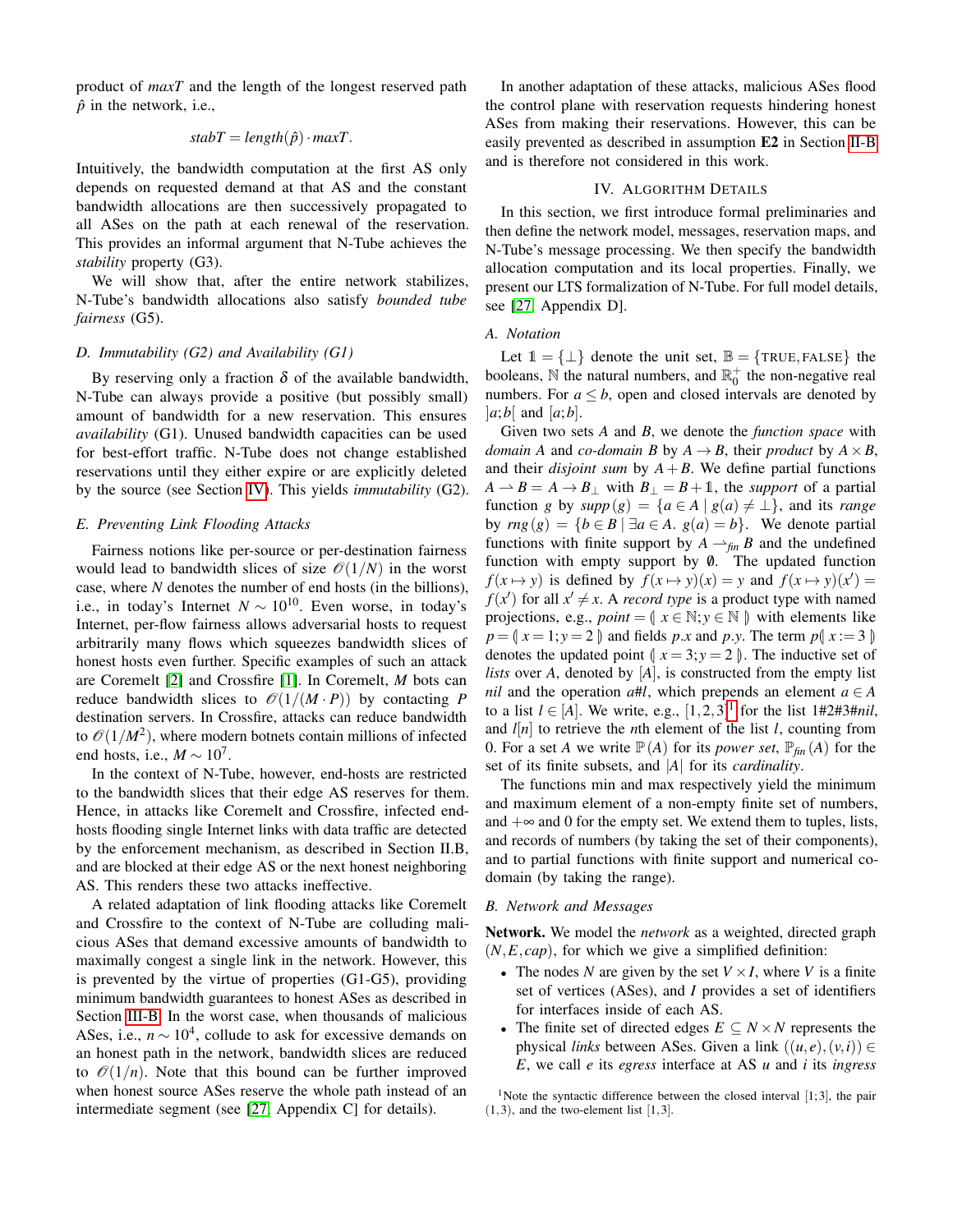product of *maxT* and the length of the longest reserved path $\hat{p}$ in the network, i.e.,

$$stabT = length(\hat{p}) \cdot maxT.$$

Intuitively, the bandwidth computation at the first AS only depends on requested demand at that AS and the constant bandwidth allocations are then successively propagated to all ASes on the path at each renewal of the reservation. This provides an informal argument that N-Tube achieves the *stability* property (G3).

We will show that, after the entire network stabilizes, N-Tube's bandwidth allocations also satisfy *bounded tube fairness* (G5).

### D. Immutability (G2) and Availability (G1)

By reserving only a fraction $\delta$ of the available bandwidth, N-Tube can always provide a positive (but possibly small) amount of bandwidth for a new reservation. This ensures *availability* (G1). Unused bandwidth capacities can be used for best-effort traffic. N-Tube does not change established reservations until they either expire or are explicitly deleted by the source (see Section IV). This yields *immutability* (G2).

### E. Preventing Link Flooding Attacks

Fairness notions like per-source or per-destination fairness would lead to bandwidth slices of size $\mathcal{O}(1/N)$ in the worst case, where $N$ denotes the number of end hosts (in the billions), i.e., in today's Internet $N \sim 10^{10}$. Even worse, in today's Internet, per-flow fairness allows adversarial hosts to request arbitrarily many flows which squeezes bandwidth slices of honest hosts even further. Specific examples of such an attack are Coremelt [2] and Crossfire [1]. In Coremelt, $M$ bots can reduce bandwidth slices to $\mathcal{O}(1/(M \cdot P))$ by contacting $P$ destination servers. In Crossfire, attacks can reduce bandwidth to $\mathcal{O}(1/M^2)$, where modern botnets contain millions of infected end hosts, i.e., $M \sim 10^7$.

In the context of N-Tube, however, end-hosts are restricted to the bandwidth slices that their edge AS reserves for them. Hence, in attacks like Coremelt and Crossfire, infected end-hosts flooding single Internet links with data traffic are detected by the enforcement mechanism, as described in Section II.B, and are blocked at their edge AS or the next honest neighboring AS. This renders these two attacks ineffective.

A related adaptation of link flooding attacks like Coremelt and Crossfire to the context of N-Tube are colluding malicious ASes that demand excessive amounts of bandwidth to maximally congest a single link in the network. However, this is prevented by the virtue of properties (G1-G5), providing minimum bandwidth guarantees to honest ASes as described in Section III-B. In the worst case, when thousands of malicious ASes, i.e., $n \sim 10^4$, collude to ask for excessive demands on an honest path in the network, bandwidth slices are reduced to $\mathcal{O}(1/n)$. Note that this bound can be further improved when honest source ASes reserve the whole path instead of an intermediate segment (see [27, Appendix C] for details).

In another adaptation of these attacks, malicious ASes flood the control plane with reservation requests hindering honest ASes from making their reservations. However, this can be easily prevented as described in assumption **E2** in Section II-B and is therefore not considered in this work.

## IV. Algorithm Details

In this section, we first introduce formal preliminaries and then define the network model, messages, reservation maps, and N-Tube's message processing. We then specify the bandwidth allocation computation and its local properties. Finally, we present our LTS formalization of N-Tube. For full model details, see [27, Appendix D].

### A. Notation

Let $\mathbb{1} = \{\bot\}$ denote the unit set, $\mathbb{B} = \{\text{TRUE}, \text{FALSE}\}$ the booleans, $\mathbb{N}$ the natural numbers, and $\mathbb{R}_0^+$ the non-negative real numbers. For $a \leq b$, open and closed intervals are denoted by $]a;b[$ and $[a;b]$.

Given two sets $A$ and $B$, we denote the *function space* with *domain* $A$ and *co-domain* $B$ by $A \to B$, their *product* by $A \times B$, and their *disjoint sum* by $A + B$. We define partial functions $A \rightharpoonup B = A \to B_\bot$ with $B_\bot = B + \mathbb{1}$, the *support* of a partial function $g$ by $supp(g) = \{a \in A \mid g(a) \neq \bot\}$, and its *range* by $rng(g) = \{b \in B \mid \exists a \in A.\ g(a) = b\}$. We denote partial functions with finite support by $A \rightharpoonup_{fin} B$ and the undefined function with empty support by $\emptyset$. The updated function $f(x \mapsto y)$ is defined by $f(x \mapsto y)(x) = y$ and $f(x \mapsto y)(x') = f(x')$ for all $x' \neq x$. A *record type* is a product type with named projections, e.g., $point = (\!| x \in \mathbb{N}; y \in \mathbb{N} |\!)$ with elements like $p = (\!| x = 1; y = 2 |\!)$ and fields $p.x$ and $p.y$. The term $p(\!| x := 3 |\!)$ denotes the updated point $(\!| x = 3; y = 2 |\!)$. The inductive set of *lists* over $A$, denoted by $[A]$, is constructed from the empty list *nil* and the operation $a\#l$, which prepends an element $a \in A$ to a list $l \in [A]$. We write, e.g., $[1,2,3]$[1] for the list 1#2#3#*nil*, and $l[n]$ to retrieve the $n$th element of the list $l$, counting from 0. For a set $A$ we write $\mathbb{P}(A)$ for its *power set*, $\mathbb{P}_{fin}(A)$ for the set of its finite subsets, and $|A|$ for its *cardinality*.

The functions min and max respectively yield the minimum and maximum element of a non-empty finite set of numbers, and $+\infty$ and 0 for the empty set. We extend them to tuples, lists, and records of numbers (by taking the set of their components), and to partial functions with finite support and numerical co-domain (by taking the range).

### B. Network and Messages

**Network.** We model the *network* as a weighted, directed graph $(N, E, cap)$, for which we give a simplified definition:

- The nodes $N$ are given by the set $V \times I$, where $V$ is a finite set of vertices (ASes), and $I$ provides a set of identifiers for interfaces inside of each AS.
- The finite set of directed edges $E \subseteq N \times N$ represents the physical *links* between ASes. Given a link $((u,e),(v,i)) \in E$, we call $e$ its *egress* interface at AS $u$ and $i$ its *ingress*

[1] Note the syntactic difference between the closed interval $[1;3]$, the pair $(1,3)$, and the two-element list $[1,3]$.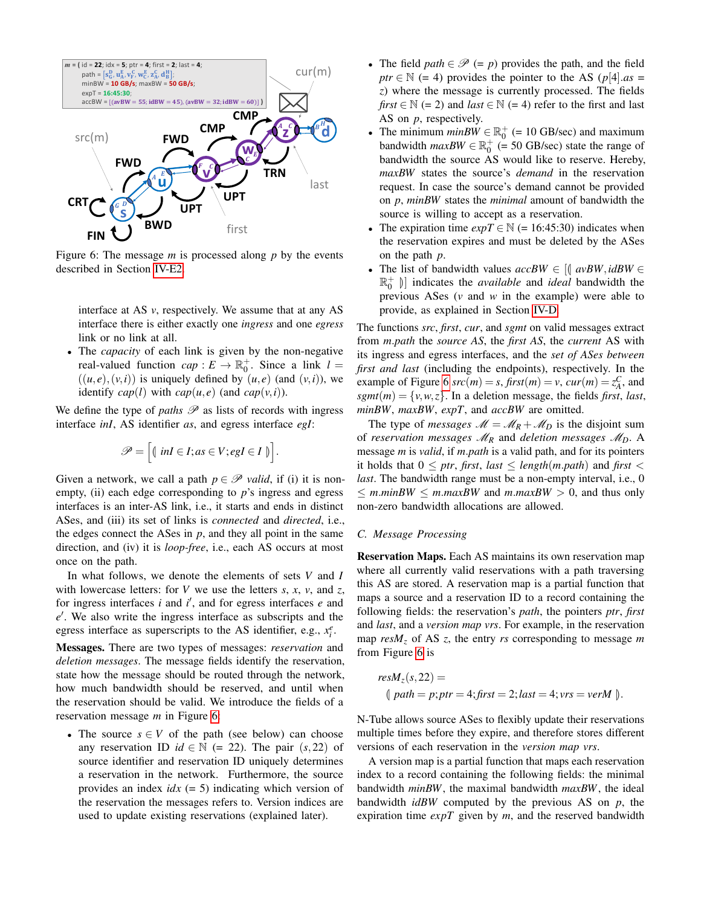Figure 6: The message $m$ is processed along $p$ by the events described in Section IV-E2.

interface at AS $v$, respectively. We assume that at any AS interface there is either exactly one *ingress* and one *egress* link or no link at all.

- The *capacity* of each link is given by the non-negative real-valued function $cap : E \to \mathbb{R}_0^+$. Since a link $l = ((u,e),(v,i))$ is uniquely defined by $(u,e)$ (and $(v,i)$), we identify $cap(l)$ with $cap(u,e)$ (and $cap(v,i)$).

We define the type of *paths* $\mathscr{P}$ as lists of records with ingress interface *inI*, AS identifier *as*, and egress interface *egI*:

$$\mathscr{P} = \left[ (\!| \; inI \in I; as \in V; egI \in I \; |\!) \right].$$

Given a network, we call a path $p \in \mathscr{P}$ *valid*, if (i) it is non-empty, (ii) each edge corresponding to $p$'s ingress and egress interfaces is an inter-AS link, i.e., it starts and ends in distinct ASes, and (iii) its set of links is *connected* and *directed*, i.e., the edges connect the ASes in $p$, and they all point in the same direction, and (iv) it is *loop-free*, i.e., each AS occurs at most once on the path.

In what follows, we denote the elements of sets $V$ and $I$ with lowercase letters: for $V$ we use the letters $s$, $x$, $v$, and $z$, for ingress interfaces $i$ and $i'$, and for egress interfaces $e$ and $e'$. We also write the ingress interface as subscripts and the egress interface as superscripts to the AS identifier, e.g., $x_i^e$.

**Messages.** There are two types of messages: *reservation* and *deletion messages*. The message fields identify the reservation, state how the message should be routed through the network, how much bandwidth should be reserved, and until when the reservation should be valid. We introduce the fields of a reservation message $m$ in Figure 6.

- The source $s \in V$ of the path (see below) can choose any reservation ID $id \in \mathbb{N}$ (= 22). The pair $(s, 22)$ of source identifier and reservation ID uniquely determines a reservation in the network. Furthermore, the source provides an index $idx$ (= 5) indicating which version of the reservation the messages refers to. Version indices are used to update existing reservations (explained later).
- The field $path \in \mathscr{P}$ (= $p$) provides the path, and the field $ptr \in \mathbb{N}$ (= 4) provides the pointer to the AS ($p[4].as = z$) where the message is currently processed. The fields $first \in \mathbb{N}$ (= 2) and $last \in \mathbb{N}$ (= 4) refer to the first and last AS on $p$, respectively.
- The minimum $minBW \in \mathbb{R}_0^+$ (= 10 GB/sec) and maximum bandwidth $maxBW \in \mathbb{R}_0^+$ (= 50 GB/sec) state the range of bandwidth the source AS would like to reserve. Hereby, *maxBW* states the source's *demand* in the reservation request. In case the source's demand cannot be provided on $p$, *minBW* states the *minimal* amount of bandwidth the source is willing to accept as a reservation.
- The expiration time $expT \in \mathbb{N}$ (= 16:45:30) indicates when the reservation expires and must be deleted by the ASes on the path $p$.
- The list of bandwidth values $accBW \in [(\!| \; avBW, idBW \in \mathbb{R}_0^+ \; |\!)]$ indicates the *available* and *ideal* bandwidth the previous ASes ($v$ and $w$ in the example) were able to provide, as explained in Section IV-D.

The functions *src*, *first*, *cur*, and *sgmt* on valid messages extract from *m.path* the *source AS*, the *first AS*, the *current* AS with its ingress and egress interfaces, and the *set of ASes between first and last* (including the endpoints), respectively. In the example of Figure 6 $src(m) = s$, $first(m) = v$, $cur(m) = z_A^C$, and $sgmt(m) = \{v, w, z\}$. In a deletion message, the fields *first*, *last*, *minBW*, *maxBW*, *expT*, and *accBW* are omitted.

The type of *messages* $\mathscr{M} = \mathscr{M}_R + \mathscr{M}_D$ is the disjoint sum of *reservation messages* $\mathscr{M}_R$ and *deletion messages* $\mathscr{M}_D$. A message $m$ is *valid*, if *m.path* is a valid path, and for its pointers it holds that $0 \leq ptr, first, last \leq length(m.path)$ and $first < last$. The bandwidth range must be a non-empty interval, i.e., $0 \leq m.minBW \leq m.maxBW$ and $m.maxBW > 0$, and thus only non-zero bandwidth allocations are allowed.

### C. Message Processing

**Reservation Maps.** Each AS maintains its own reservation map where all currently valid reservations with a path traversing this AS are stored. A reservation map is a partial function that maps a source and a reservation ID to a record containing the following fields: the reservation's *path*, the pointers *ptr*, *first* and *last*, and a *version map vrs*. For example, in the reservation map $resM_z$ of AS $z$, the entry $rs$ corresponding to message $m$ from Figure 6 is

$$\begin{aligned} &resM_z(s, 22) = \\ &\quad (\!| \; path = p; ptr = 4; first = 2; last = 4; vrs = verM \; |\!). \end{aligned}$$

N-Tube allows source ASes to flexibly update their reservations multiple times before they expire, and therefore stores different versions of each reservation in the *version map vrs*.

A version map is a partial function that maps each reservation index to a record containing the following fields: the minimal bandwidth *minBW*, the maximal bandwidth *maxBW*, the ideal bandwidth *idBW* computed by the previous AS on $p$, the expiration time *expT* given by $m$, and the reserved bandwidth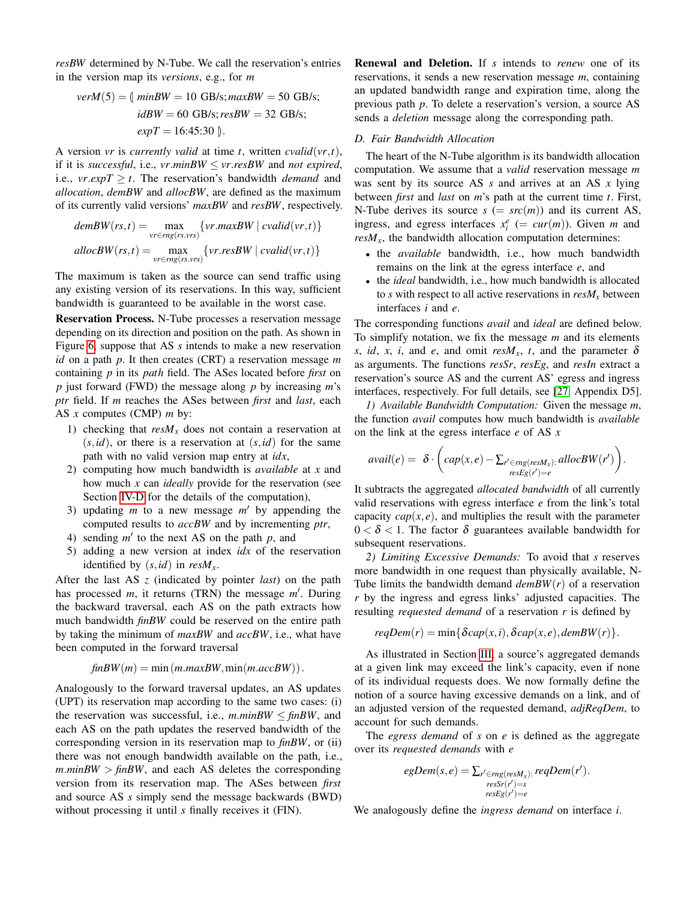*resBW* determined by N-Tube. We call the reservation's entries in the version map its *versions*, e.g., for $m$

$$verM(5) = \Lparen\, minBW = 10 \text{ GB/s}; maxBW = 50 \text{ GB/s}; idBW = 60 \text{ GB/s}; resBW = 32 \text{ GB/s}; expT = 16{:}45{:}30 \,\Rparen.$$

A version $vr$ is *currently valid* at time $t$, written $cvalid(vr,t)$, if it is *successful*, i.e., $vr.minBW \leq vr.resBW$ and *not expired*, i.e., $vr.expT \geq t$. The reservation's bandwidth *demand* and *allocation*, *demBW* and *allocBW*, are defined as the maximum of its currently valid versions' *maxBW* and *resBW*, respectively.

$$demBW(rs,t) = \max_{vr \in rng(rs.vrs)} \{vr.maxBW \mid cvalid(vr,t)\}$$

$$allocBW(rs,t) = \max_{vr \in rng(rs.vrs)} \{vr.resBW \mid cvalid(vr,t)\}$$

The maximum is taken as the source can send traffic using any existing version of its reservations. In this way, sufficient bandwidth is guaranteed to be available in the worst case.

**Reservation Process.** N-Tube processes a reservation message depending on its direction and position on the path. As shown in Figure 6, suppose that AS $s$ intends to make a new reservation $id$ on a path $p$. It then creates (CRT) a reservation message $m$ containing $p$ in its *path* field. The ASes located before *first* on $p$ just forward (FWD) the message along $p$ by increasing $m$'s *ptr* field. If $m$ reaches the ASes between *first* and *last*, each AS $x$ computes (CMP) $m$ by:

1) checking that $resM_x$ does not contain a reservation at $(s,id)$, or there is a reservation at $(s,id)$ for the same path with no valid version map entry at *idx*,
2) computing how much bandwidth is *available* at $x$ and how much $x$ can *ideally* provide for the reservation (see Section IV-D for the details of the computation),
3) updating $m$ to a new message $m'$ by appending the computed results to *accBW* and by incrementing *ptr*,
4) sending $m'$ to the next AS on the path $p$, and
5) adding a new version at index *idx* of the reservation identified by $(s,id)$ in $resM_x$.

After the last AS $z$ (indicated by pointer *last*) on the path has processed $m$, it returns (TRN) the message $m'$. During the backward traversal, each AS on the path extracts how much bandwidth *finBW* could be reserved on the entire path by taking the minimum of *maxBW* and *accBW*, i.e., what have been computed in the forward traversal

$$finBW(m) = \min\left(m.maxBW, \min(m.accBW)\right).$$

Analogously to the forward traversal updates, an AS updates (UPT) its reservation map according to the same two cases: (i) the reservation was successful, i.e., $m.minBW \leq finBW$, and each AS on the path updates the reserved bandwidth of the corresponding version in its reservation map to *finBW*, or (ii) there was not enough bandwidth available on the path, i.e., $m.minBW > finBW$, and each AS deletes the corresponding version from its reservation map. The ASes between *first* and source AS $s$ simply send the message backwards (BWD) without processing it until $s$ finally receives it (FIN).

**Renewal and Deletion.** If $s$ intends to *renew* one of its reservations, it sends a new reservation message $m$, containing an updated bandwidth range and expiration time, along the previous path $p$. To delete a reservation's version, a source AS sends a *deletion* message along the corresponding path.

### D. Fair Bandwidth Allocation

The heart of the N-Tube algorithm is its bandwidth allocation computation. We assume that a *valid* reservation message $m$ was sent by its source AS $s$ and arrives at an AS $x$ lying between *first* and *last* on $m$'s path at the current time $t$. First, N-Tube derives its source $s$ ($= src(m)$) and its current AS, ingress, and egress interfaces $x_i^e$ ($= cur(m)$). Given $m$ and $resM_x$, the bandwidth allocation computation determines:

- the *available* bandwidth, i.e., how much bandwidth remains on the link at the egress interface $e$, and
- the *ideal* bandwidth, i.e., how much bandwidth is allocated to $s$ with respect to all active reservations in $resM_x$ between interfaces $i$ and $e$.

The corresponding functions *avail* and *ideal* are defined below. To simplify notation, we fix the message $m$ and its elements $s$, $id$, $x$, $i$, and $e$, and omit $resM_x$, $t$, and the parameter $\delta$ as arguments. The functions *resSr*, *resEg*, and *resIn* extract a reservation's source AS and the current AS' egress and ingress interfaces, respectively. For full details, see [27, Appendix D5].

*1) Available Bandwidth Computation:* Given the message $m$, the function *avail* computes how much bandwidth is *available* on the link at the egress interface $e$ of AS $x$

$$avail(e) = \delta \cdot \left( cap(x,e) - \sum_{\substack{r' \in rng(resM_x): \\ resEg(r')=e}} allocBW(r') \right).$$

It subtracts the aggregated *allocated bandwidth* of all currently valid reservations with egress interface $e$ from the link's total capacity $cap(x,e)$, and multiplies the result with the parameter $0 < \delta < 1$. The factor $\delta$ guarantees available bandwidth for subsequent reservations.

*2) Limiting Excessive Demands:* To avoid that $s$ reserves more bandwidth in one request than physically available, N-Tube limits the bandwidth demand $demBW(r)$ of a reservation $r$ by the ingress and egress links' adjusted capacities. The resulting *requested demand* of a reservation $r$ is defined by

$$reqDem(r) = \min\{\delta cap(x,i), \delta cap(x,e), demBW(r)\}.$$

As illustrated in Section III, a source's aggregated demands at a given link may exceed the link's capacity, even if none of its individual requests does. We now formally define the notion of a source having excessive demands on a link, and of an adjusted version of the requested demand, *adjReqDem*, to account for such demands.

The *egress demand* of $s$ on $e$ is defined as the aggregate over its *requested demands* with $e$

$$egDem(s,e) = \sum_{\substack{r' \in rng(resM_x): \\ resSr(r')=s \\ resEg(r')=e}} reqDem(r').$$

We analogously define the *ingress demand* on interface $i$.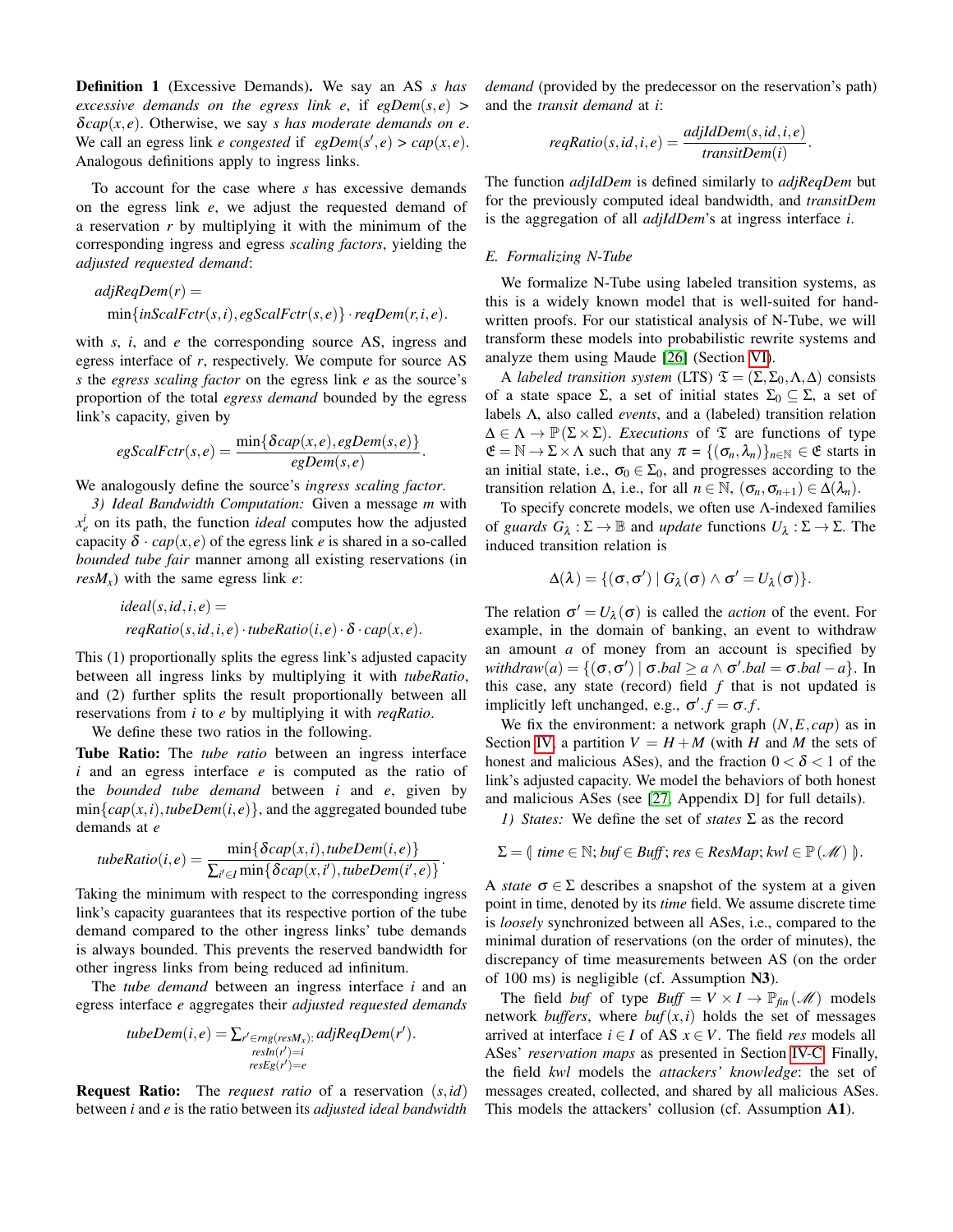**Definition 1** (Excessive Demands)**.** *We say an AS $s$ has excessive demands on the egress link $e$, if $egDem(s,e) > \delta cap(x,e)$. Otherwise, we say $s$ has moderate demands on $e$. We call an egress link $e$ congested if $egDem(s',e) > cap(x,e)$. Analogous definitions apply to ingress links.*

To account for the case where $s$ has excessive demands on the egress link $e$, we adjust the requested demand of a reservation $r$ by multiplying it with the minimum of the corresponding ingress and egress *scaling factors*, yielding the *adjusted requested demand*:

$$adjReqDem(r) = \min\{inScalFctr(s,i), egScalFctr(s,e)\} \cdot reqDem(r,i,e).$$

with $s$, $i$, and $e$ the corresponding source AS, ingress and egress interface of $r$, respectively. We compute for source AS $s$ the *egress scaling factor* on the egress link $e$ as the source's proportion of the total *egress demand* bounded by the egress link's capacity, given by

$$egScalFctr(s,e) = \frac{\min\{\delta cap(x,e), egDem(s,e)\}}{egDem(s,e)}.$$

We analogously define the source's *ingress scaling factor*.

*3) Ideal Bandwidth Computation:* Given a message $m$ with $x_e^i$ on its path, the function *ideal* computes how the adjusted capacity $\delta \cdot cap(x,e)$ of the egress link $e$ is shared in a so-called *bounded tube fair* manner among all existing reservations (in $resM_x$) with the same egress link $e$:

$$ideal(s,id,i,e) = reqRatio(s,id,i,e) \cdot tubeRatio(i,e) \cdot \delta \cdot cap(x,e).$$

This (1) proportionally splits the egress link's adjusted capacity between all ingress links by multiplying it with *tubeRatio*, and (2) further splits the result proportionally between all reservations from $i$ to $e$ by multiplying it with *reqRatio*.

We define these two ratios in the following.

**Tube Ratio:** The *tube ratio* between an ingress interface $i$ and an egress interface $e$ is computed as the ratio of the *bounded tube demand* between $i$ and $e$, given by $\min\{cap(x,i), tubeDem(i,e)\}$, and the aggregated bounded tube demands at $e$

$$tubeRatio(i,e) = \frac{\min\{\delta cap(x,i), tubeDem(i,e)\}}{\sum_{i' \in I} \min\{\delta cap(x,i'), tubeDem(i',e)\}}.$$

Taking the minimum with respect to the corresponding ingress link's capacity guarantees that its respective portion of the tube demand compared to the other ingress links' tube demands is always bounded. This prevents the reserved bandwidth for other ingress links from being reduced ad infinitum.

The *tube demand* between an ingress interface $i$ and an egress interface $e$ aggregates their *adjusted requested demands*

$$tubeDem(i,e) = \sum_{\substack{r' \in rng(resM_x): \\ resIn(r')=i \\ resEg(r')=e}} adjReqDem(r').$$

**Request Ratio:** The *request ratio* of a reservation $(s,id)$ between $i$ and $e$ is the ratio between its *adjusted ideal bandwidth demand* (provided by the predecessor on the reservation's path) and the *transit demand* at $i$:

$$reqRatio(s,id,i,e) = \frac{adjIdDem(s,id,i,e)}{transitDem(i)}.$$

The function *adjIdDem* is defined similarly to *adjReqDem* but for the previously computed ideal bandwidth, and *transitDem* is the aggregation of all *adjIdDem*'s at ingress interface $i$.

### E. Formalizing N-Tube

We formalize N-Tube using labeled transition systems, as this is a widely known model that is well-suited for hand-written proofs. For our statistical analysis of N-Tube, we will transform these models into probabilistic rewrite systems and analyze them using Maude [26] (Section VI).

A *labeled transition system* (LTS) $\mathfrak{T} = (\Sigma, \Sigma_0, \Lambda, \Delta)$ consists of a state space $\Sigma$, a set of initial states $\Sigma_0 \subseteq \Sigma$, a set of labels $\Lambda$, also called *events*, and a (labeled) transition relation $\Delta \in \Lambda \to \mathbb{P}(\Sigma \times \Sigma)$. *Executions* of $\mathfrak{T}$ are functions of type $\mathfrak{E} = \mathbb{N} \to \Sigma \times \Lambda$ such that any $\pi = \{(\sigma_n, \lambda_n)\}_{n \in \mathbb{N}} \in \mathfrak{E}$ starts in an initial state, i.e., $\sigma_0 \in \Sigma_0$, and progresses according to the transition relation $\Delta$, i.e., for all $n \in \mathbb{N}$, $(\sigma_n, \sigma_{n+1}) \in \Delta(\lambda_n)$.

To specify concrete models, we often use $\Lambda$-indexed families of *guards* $G_\lambda : \Sigma \to \mathbb{B}$ and *update* functions $U_\lambda : \Sigma \to \Sigma$. The induced transition relation is

$$\Delta(\lambda) = \{(\sigma, \sigma') \mid G_\lambda(\sigma) \wedge \sigma' = U_\lambda(\sigma)\}.$$

The relation $\sigma' = U_\lambda(\sigma)$ is called the *action* of the event. For example, in the domain of banking, an event to withdraw an amount $a$ of money from an account is specified by $withdraw(a) = \{(\sigma, \sigma') \mid \sigma.bal \geq a \wedge \sigma'.bal = \sigma.bal - a\}$. In this case, any state (record) field $f$ that is not updated is implicitly left unchanged, e.g., $\sigma'.f = \sigma.f$.

We fix the environment: a network graph $(N, E, cap)$ as in Section IV, a partition $V = H + M$ (with $H$ and $M$ the sets of honest and malicious ASes), and the fraction $0 < \delta < 1$ of the link's adjusted capacity. We model the behaviors of both honest and malicious ASes (see [27, Appendix D] for full details).

*1) States:* We define the set of *states* $\Sigma$ as the record

$$\Sigma = (\!|\ time \in \mathbb{N}; buf \in Buff; res \in ResMap; kwl \in \mathbb{P}(\mathscr{M})\ |\!).$$

A *state* $\sigma \in \Sigma$ describes a snapshot of the system at a given point in time, denoted by its *time* field. We assume discrete time is *loosely* synchronized between all ASes, i.e., compared to the minimal duration of reservations (on the order of minutes), the discrepancy of time measurements between AS (on the order of 100 ms) is negligible (cf. Assumption **N3**).

The field *buf* of type $Buff = V \times I \to \mathbb{P}_{fin}(\mathscr{M})$ models network *buffers*, where $buf(x,i)$ holds the set of messages arrived at interface $i \in I$ of AS $x \in V$. The field *res* models all ASes' *reservation maps* as presented in Section IV-C. Finally, the field *kwl* models the *attackers' knowledge*: the set of messages created, collected, and shared by all malicious ASes. This models the attackers' collusion (cf. Assumption **A1**).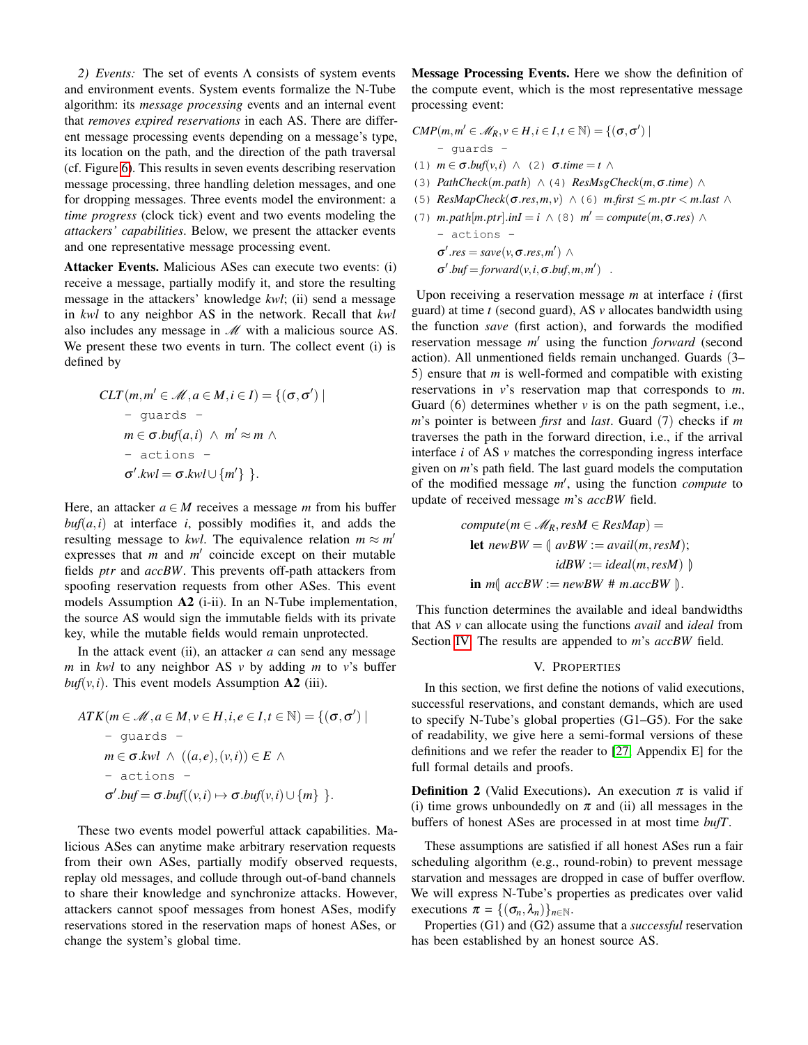*2) Events:* The set of events $\Lambda$ consists of system events and environment events. System events formalize the N-Tube algorithm: its *message processing* events and an internal event that *removes expired reservations* in each AS. There are different message processing events depending on a message's type, its location on the path, and the direction of the path traversal (cf. Figure 6). This results in seven events describing reservation message processing, three handling deletion messages, and one for dropping messages. Three events model the environment: a *time progress* (clock tick) event and two events modeling the *attackers' capabilities*. Below, we present the attacker events and one representative message processing event.

**Attacker Events.** Malicious ASes can execute two events: (i) receive a message, partially modify it, and store the resulting message in the attackers' knowledge *kwl*; (ii) send a message in *kwl* to any neighbor AS in the network. Recall that *kwl* also includes any message in $\mathscr{M}$ with a malicious source AS. We present these two events in turn. The collect event (i) is defined by

$$
\begin{aligned}
&CLT(m, m' \in \mathscr{M}, a \in M, i \in I) = \{(\sigma, \sigma') \mid \\
&\quad \texttt{- guards -} \\
&\quad m \in \sigma.buf(a,i) \ \wedge \ m' \approx m \ \wedge \\
&\quad \texttt{- actions -} \\
&\quad \sigma'.kwl = \sigma.kwl \cup \{m'\} \ \}.
\end{aligned}
$$

Here, an attacker $a \in M$ receives a message $m$ from his buffer $buf(a,i)$ at interface $i$, possibly modifies it, and adds the resulting message to *kwl*. The equivalence relation $m \approx m'$ expresses that $m$ and $m'$ coincide except on their mutable fields *ptr* and *accBW*. This prevents off-path attackers from spoofing reservation requests from other ASes. This event models Assumption **A2** (i-ii). In an N-Tube implementation, the source AS would sign the immutable fields with its private key, while the mutable fields would remain unprotected.

In the attack event (ii), an attacker $a$ can send any message $m$ in *kwl* to any neighbor AS $v$ by adding $m$ to $v$'s buffer $buf(v,i)$. This event models Assumption **A2** (iii).

$$
\begin{aligned}
&ATK(m \in \mathscr{M}, a \in M, v \in H, i, e \in I, t \in \mathbb{N}) = \{(\sigma, \sigma') \mid \\
&\quad \texttt{- guards -} \\
&\quad m \in \sigma.kwl \ \wedge \ ((a,e),(v,i)) \in E \ \wedge \\
&\quad \texttt{- actions -} \\
&\quad \sigma'.buf = \sigma.buf((v,i) \mapsto \sigma.buf(v,i) \cup \{m\} \ \}.
\end{aligned}
$$

These two events model powerful attack capabilities. Malicious ASes can anytime make arbitrary reservation requests from their own ASes, partially modify observed requests, replay old messages, and collude through out-of-band channels to share their knowledge and synchronize attacks. However, attackers cannot spoof messages from honest ASes, modify reservations stored in the reservation maps of honest ASes, or change the system's global time.

**Message Processing Events.** Here we show the definition of the compute event, which is the most representative message processing event:

$$
\begin{aligned}
&CMP(m, m' \in \mathscr{M}_R, v \in H, i \in I, t \in \mathbb{N}) = \{(\sigma, \sigma') \mid \\
&\quad \texttt{- guards -} \\
&\texttt{(1)}\ m \in \sigma.buf(v,i) \ \wedge \ \texttt{(2)}\ \sigma.time = t \ \wedge \\
&\texttt{(3)}\ PathCheck(m.path) \ \wedge \texttt{(4)}\ ResMsgCheck(m, \sigma.time) \ \wedge \\
&\texttt{(5)}\ ResMapCheck(\sigma.res, m, v) \ \wedge \texttt{(6)}\ m.first \le m.ptr < m.last \ \wedge \\
&\texttt{(7)}\ m.path[m.ptr].inI = i \ \wedge \texttt{(8)}\ m' = compute(m, \sigma.res) \ \wedge \\
&\quad \texttt{- actions -} \\
&\quad \sigma'.res = save(v, \sigma.res, m') \ \wedge \\
&\quad \sigma'.buf = forward(v, i, \sigma.buf, m, m') \ \ .
\end{aligned}
$$

Upon receiving a reservation message $m$ at interface $i$ (first guard) at time $t$ (second guard), AS $v$ allocates bandwidth using the function *save* (first action), and forwards the modified reservation message $m'$ using the function *forward* (second action). All unmentioned fields remain unchanged. Guards (3–5) ensure that $m$ is well-formed and compatible with existing reservations in $v$'s reservation map that corresponds to $m$. Guard (6) determines whether $v$ is on the path segment, i.e., $m$'s pointer is between *first* and *last*. Guard (7) checks if $m$ traverses the path in the forward direction, i.e., if the arrival interface $i$ of AS $v$ matches the corresponding ingress interface given on $m$'s path field. The last guard models the computation of the modified message $m'$, using the function *compute* to update of received message $m$'s *accBW* field.

$$
\begin{aligned}
&compute(m \in \mathscr{M}_R, resM \in ResMap) = \\
&\quad \textbf{let } newBW = (\!| \ avBW := avail(m, resM); \\
&\quad \qquad \qquad \qquad idBW := ideal(m, resM) \ |\!) \\
&\quad \textbf{in } m(\!| \ accBW := newBW \ \# \ m.accBW \ |\!).
\end{aligned}
$$

This function determines the available and ideal bandwidths that AS $v$ can allocate using the functions *avail* and *ideal* from Section IV. The results are appended to $m$'s *accBW* field.

## V. Properties

In this section, we first define the notions of valid executions, successful reservations, and constant demands, which are used to specify N-Tube's global properties (G1–G5). For the sake of readability, we give here a semi-formal versions of these definitions and we refer the reader to [27, Appendix E] for the full formal details and proofs.

**Definition 2** (Valid Executions)**.** An execution $\pi$ is valid if (i) time grows unboundedly on $\pi$ and (ii) all messages in the buffers of honest ASes are processed in at most time *bufT*.

These assumptions are satisfied if all honest ASes run a fair scheduling algorithm (e.g., round-robin) to prevent message starvation and messages are dropped in case of buffer overflow. We will express N-Tube's properties as predicates over valid executions $\pi = \{(\sigma_n, \lambda_n)\}_{n \in \mathbb{N}}$.

Properties (G1) and (G2) assume that a *successful* reservation has been established by an honest source AS.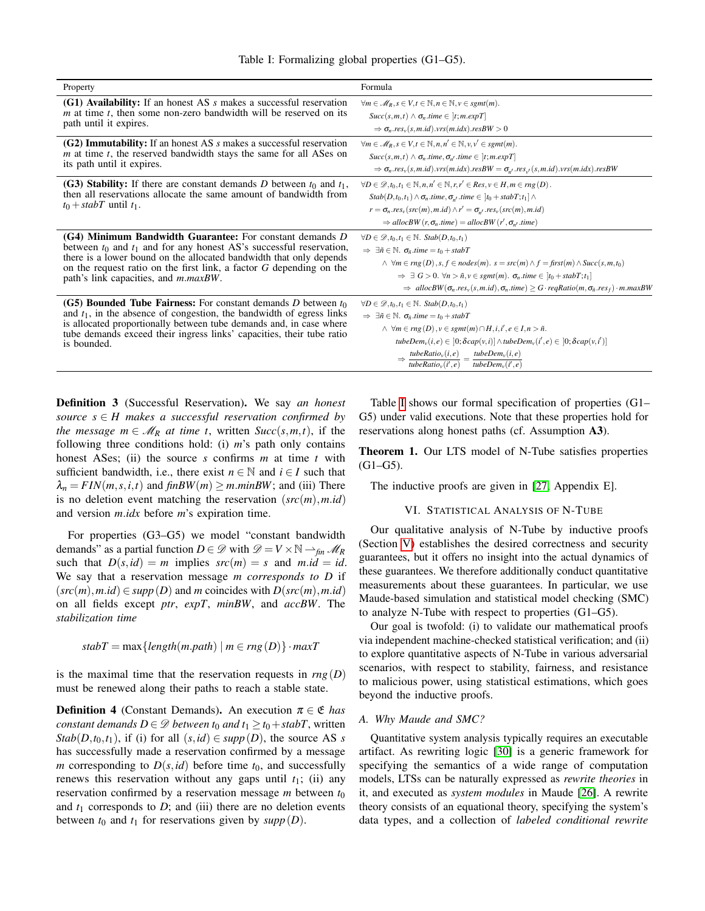Table I: Formalizing global properties (G1–G5).

| Property | Formula |
|---|---|
| **(G1) Availability:** If an honest AS $s$ makes a successful reservation $m$ at time $t$, then some non-zero bandwidth will be reserved on its path until it expires. | $\forall m \in \mathscr{M}_R, s \in V, t \in \mathbb{N}, n \in \mathbb{N}, v \in sgmt(m).$ $Succ(s,m,t) \wedge \sigma_n.time \in \,]t;m.expT]$ $\Rightarrow \sigma_n.res_v(s,m.id).vrs(m.idx).resBW > 0$ |
| **(G2) Immutability:** If an honest AS $s$ makes a successful reservation $m$ at time $t$, the reserved bandwidth stays the same for all ASes on its path until it expires. | $\forall m \in \mathscr{M}_R, s \in V, t \in \mathbb{N}, n, n' \in \mathbb{N}, v, v' \in sgmt(m).$ $Succ(s,m,t) \wedge \sigma_n.time, \sigma_{n'}.time \in \,]t;m.expT]$ $\Rightarrow \sigma_n.res_v(s,m.id).vrs(m.idx).resBW = \sigma_{n'}.res_{v'}(s,m.id).vrs(m.idx).resBW$ |
| **(G3) Stability:** If there are constant demands $D$ between $t_0$ and $t_1$, then all reservations allocate the same amount of bandwidth from $t_0 + stabT$ until $t_1$. | $\forall D \in \mathscr{D}, t_0, t_1 \in \mathbb{N}, n, n' \in \mathbb{N}, r, r' \in Res, v \in H, m \in rng(D).$ $Stab(D,t_0,t_1) \wedge \sigma_n.time, \sigma_{n'}.time \in \,]t_0 + stabT;t_1] \wedge$ $r = \sigma_n.res_v(src(m),m.id) \wedge r' = \sigma_{n'}.res_v(src(m),m.id)$ $\Rightarrow allocBW(r,\sigma_n.time) = allocBW(r',\sigma_{n'}.time)$ |
| **(G4) Minimum Bandwidth Guarantee:** For constant demands $D$ between $t_0$ and $t_1$ and for any honest AS's successful reservation, there is a lower bound on the allocated bandwidth that only depends on the request ratio on the first link, a factor $G$ depending on the path's link capacities, and $m.maxBW$. | $\forall D \in \mathscr{D}, t_0, t_1 \in \mathbb{N}.\ Stab(D,t_0,t_1)$ $\Rightarrow \exists \tilde{n} \in \mathbb{N}.\ \sigma_{\tilde{n}}.time = t_0 + stabT$ $\wedge\ \forall m \in rng(D), s, f \in nodes(m).\ s = src(m) \wedge f = first(m) \wedge Succ(s,m,t_0)$ $\Rightarrow\ \exists\ G > 0.\ \forall n > \tilde{n}, v \in sgmt(m).\ \sigma_n.time \in \,]t_0 + stabT;t_1]$ $\Rightarrow\ allocBW(\sigma_n.res_v(s,m.id),\sigma_n.time) \geq G \cdot reqRatio(m,\sigma_{\tilde{n}}.res_f) \cdot m.maxBW$ |
| **(G5) Bounded Tube Fairness:** For constant demands $D$ between $t_0$ and $t_1$, in the absence of congestion, the bandwidth of egress links is allocated proportionally between tube demands and, in case where tube demands exceed their ingress links' capacities, their tube ratio is bounded. | $\forall D \in \mathscr{D}, t_0, t_1 \in \mathbb{N}.\ Stab(D,t_0,t_1)$ $\Rightarrow \exists \tilde{n} \in \mathbb{N}.\ \sigma_{\tilde{n}}.time = t_0 + stabT$ $\wedge\ \forall m \in rng(D), v \in sgmt(m) \cap H, i, i', e \in I, n > \tilde{n}.$ $tubeDem_v(i,e) \in \,]0;\delta cap(v,i)] \wedge tubeDem_v(i',e) \in \,]0;\delta cap(v,i')]$ $\Rightarrow \frac{tubeRatio_v(i,e)}{tubeRatio_v(i',e)} = \frac{tubeDem_v(i,e)}{tubeDem_v(i',e)}$ |

**Definition 3** (Successful Reservation)**.** We say *an honest source $s \in H$ makes a successful reservation confirmed by the message $m \in \mathscr{M}_R$ at time $t$*, written $Succ(s,m,t)$, if the following three conditions hold: (i) $m$'s path only contains honest ASes; (ii) the source $s$ confirms $m$ at time $t$ with sufficient bandwidth, i.e., there exist $n \in \mathbb{N}$ and $i \in I$ such that $\lambda_n = FIN(m,s,i,t)$ and $finBW(m) \geq m.minBW$; and (iii) There is no deletion event matching the reservation $(src(m), m.id)$ and version $m.idx$ before $m$'s expiration time.

For properties (G3–G5) we model "constant bandwidth demands" as a partial function $D \in \mathscr{D}$ with $\mathscr{D} = V \times \mathbb{N} \rightharpoonup_{fin} \mathscr{M}_R$ such that $D(s,id) = m$ implies $src(m) = s$ and $m.id = id$. We say that a reservation message $m$ *corresponds to* $D$ if $(src(m), m.id) \in supp(D)$ and $m$ coincides with $D(src(m), m.id)$ on all fields except $ptr$, $expT$, $minBW$, and $accBW$. The *stabilization time*

$$stabT = \max\{length(m.path) \mid m \in rng(D)\} \cdot maxT$$

is the maximal time that the reservation requests in $rng(D)$ must be renewed along their paths to reach a stable state.

**Definition 4** (Constant Demands)**.** An execution $\pi \in \mathfrak{E}$ *has constant demands $D \in \mathscr{D}$ between $t_0$ and $t_1 \geq t_0 + stabT$*, written $Stab(D,t_0,t_1)$, if (i) for all $(s,id) \in supp(D)$, the source AS $s$ has successfully made a reservation confirmed by a message $m$ corresponding to $D(s,id)$ before time $t_0$, and successfully renews this reservation without any gaps until $t_1$; (ii) any reservation confirmed by a reservation message $m$ between $t_0$ and $t_1$ corresponds to $D$; and (iii) there are no deletion events between $t_0$ and $t_1$ for reservations given by $supp(D)$.

Table I shows our formal specification of properties (G1–G5) under valid executions. Note that these properties hold for reservations along honest paths (cf. Assumption **A3**).

**Theorem 1.** Our LTS model of N-Tube satisfies properties (G1–G5).

The inductive proofs are given in [27, Appendix E].

## VI. Statistical Analysis of N-Tube

Our qualitative analysis of N-Tube by inductive proofs (Section V) establishes the desired correctness and security guarantees, but it offers no insight into the actual dynamics of these guarantees. We therefore additionally conduct quantitative measurements about these guarantees. In particular, we use Maude-based simulation and statistical model checking (SMC) to analyze N-Tube with respect to properties (G1–G5).

Our goal is twofold: (i) to validate our mathematical proofs via independent machine-checked statistical verification; and (ii) to explore quantitative aspects of N-Tube in various adversarial scenarios, with respect to stability, fairness, and resistance to malicious power, using statistical estimations, which goes beyond the inductive proofs.

### A. Why Maude and SMC?

Quantitative system analysis typically requires an executable artifact. As rewriting logic [30] is a generic framework for specifying the semantics of a wide range of computation models, LTSs can be naturally expressed as *rewrite theories* in it, and executed as *system modules* in Maude [26]. A rewrite theory consists of an equational theory, specifying the system's data types, and a collection of *labeled conditional rewrite*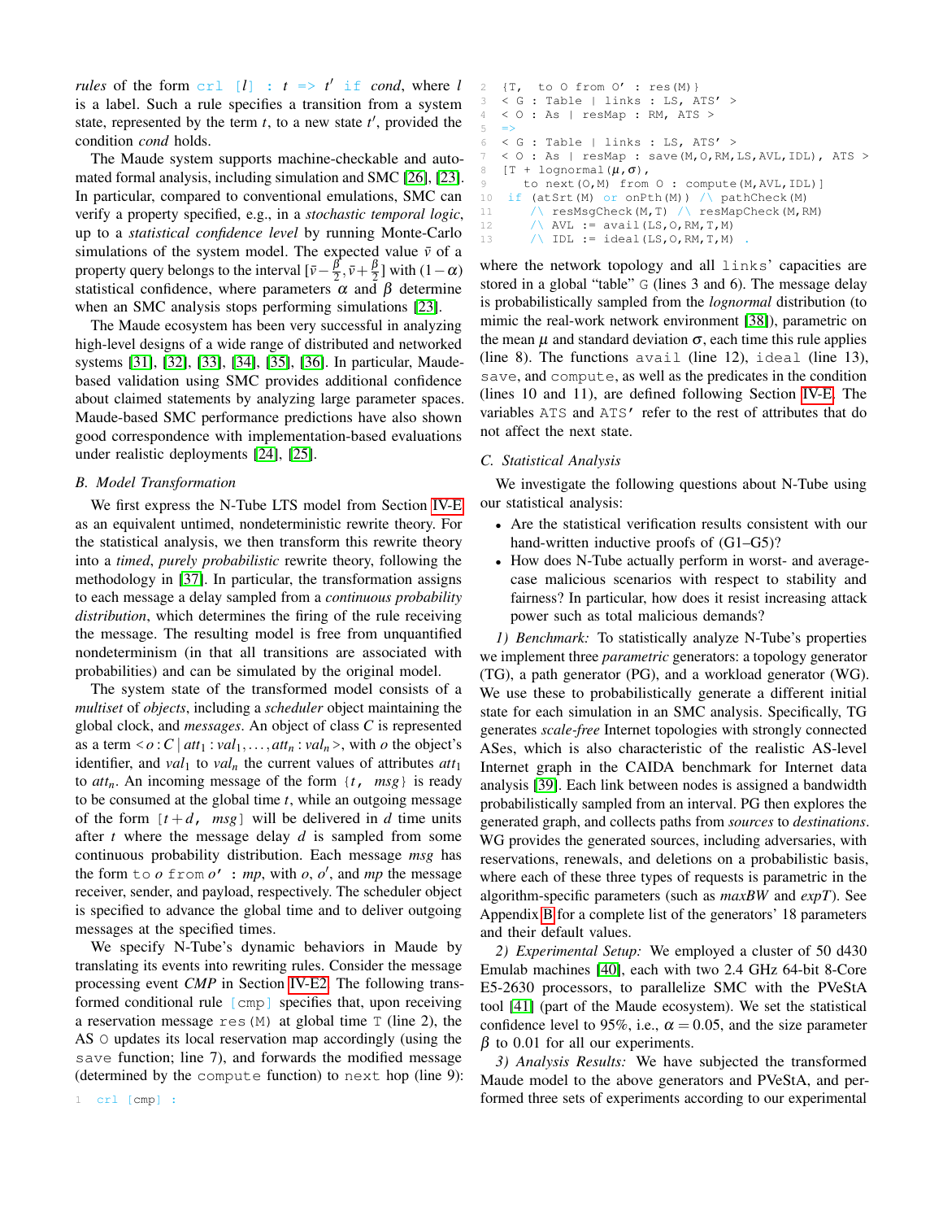*rules* of the form `crl [l] : t => t' if cond`, where $l$ is a label. Such a rule specifies a transition from a system state, represented by the term $t$, to a new state $t'$, provided the condition *cond* holds.

The Maude system supports machine-checkable and automated formal analysis, including simulation and SMC [26], [23]. In particular, compared to conventional emulations, SMC can verify a property specified, e.g., in a *stochastic temporal logic*, up to a *statistical confidence level* by running Monte-Carlo simulations of the system model. The expected value $\bar{v}$ of a property query belongs to the interval $[\bar{v}-\frac{\beta}{2}, \bar{v}+\frac{\beta}{2}]$ with $(1-\alpha)$ statistical confidence, where parameters $\alpha$ and $\beta$ determine when an SMC analysis stops performing simulations [23].

The Maude ecosystem has been very successful in analyzing high-level designs of a wide range of distributed and networked systems [31], [32], [33], [34], [35], [36]. In particular, Maude-based validation using SMC provides additional confidence about claimed statements by analyzing large parameter spaces. Maude-based SMC performance predictions have also shown good correspondence with implementation-based evaluations under realistic deployments [24], [25].

### B. Model Transformation

We first express the N-Tube LTS model from Section IV-E as an equivalent untimed, nondeterministic rewrite theory. For the statistical analysis, we then transform this rewrite theory into a *timed*, *purely probabilistic* rewrite theory, following the methodology in [37]. In particular, the transformation assigns to each message a delay sampled from a *continuous probability distribution*, which determines the firing of the rule receiving the message. The resulting model is free from unquantified nondeterminism (in that all transitions are associated with probabilities) and can be simulated by the original model.

The system state of the transformed model consists of a *multiset* of *objects*, including a *scheduler* object maintaining the global clock, and *messages*. An object of class $C$ is represented as a term $< o : C \mid att_1 : val_1, \ldots, att_n : val_n >$, with $o$ the object's identifier, and $val_1$ to $val_n$ the current values of attributes $att_1$ to $att_n$. An incoming message of the form `{t, msg}` is ready to be consumed at the global time $t$, while an outgoing message of the form `[t+d, msg]` will be delivered in $d$ time units after $t$ where the message delay $d$ is sampled from some continuous probability distribution. Each message *msg* has the form `to o from o' : mp`, with $o$, $o'$, and *mp* the message receiver, sender, and payload, respectively. The scheduler object is specified to advance the global time and to deliver outgoing messages at the specified times.

We specify N-Tube's dynamic behaviors in Maude by translating its events into rewriting rules. Consider the message processing event *CMP* in Section IV-E2. The following transformed conditional rule `[cmp]` specifies that, upon receiving a reservation message `res(M)` at global time `T` (line 2), the AS `O` updates its local reservation map accordingly (using the `save` function; line 7), and forwards the modified message (determined by the `compute` function) to `next` hop (line 9):

```
1   crl [cmp] :
2   {T,  to O from O' : res(M)}
3   < G : Table | links : LS, ATS' >
4   < O : As | resMap : RM, ATS >
5   =>
6   < G : Table | links : LS, ATS' >
7   < O : As | resMap : save(M,O,RM,LS,AVL,IDL), ATS >
8   [T + lognormal(μ,σ),
9     to next(O,M) from O : compute(M,AVL,IDL)]
10   if (atSrt(M) or onPth(M)) /\ pathCheck(M)
11     /\ resMsgCheck(M,T) /\ resMapCheck(M,RM)
12     /\ AVL := avail(LS,O,RM,T,M)
13     /\ IDL := ideal(LS,O,RM,T,M) .
```

where the network topology and all `links`' capacities are stored in a global "table" `G` (lines 3 and 6). The message delay is probabilistically sampled from the *lognormal* distribution (to mimic the real-work network environment [38]), parametric on the mean $\mu$ and standard deviation $\sigma$, each time this rule applies (line 8). The functions `avail` (line 12), `ideal` (line 13), `save`, and `compute`, as well as the predicates in the condition (lines 10 and 11), are defined following Section IV-E. The variables `ATS` and `ATS'` refer to the rest of attributes that do not affect the next state.

### C. Statistical Analysis

We investigate the following questions about N-Tube using our statistical analysis:

- Are the statistical verification results consistent with our hand-written inductive proofs of (G1–G5)?
- How does N-Tube actually perform in worst- and average-case malicious scenarios with respect to stability and fairness? In particular, how does it resist increasing attack power such as total malicious demands?

*1) Benchmark:* To statistically analyze N-Tube's properties we implement three *parametric* generators: a topology generator (TG), a path generator (PG), and a workload generator (WG). We use these to probabilistically generate a different initial state for each simulation in an SMC analysis. Specifically, TG generates *scale-free* Internet topologies with strongly connected ASes, which is also characteristic of the realistic AS-level Internet graph in the CAIDA benchmark for Internet data analysis [39]. Each link between nodes is assigned a bandwidth probabilistically sampled from an interval. PG then explores the generated graph, and collects paths from *sources* to *destinations*. WG provides the generated sources, including adversaries, with reservations, renewals, and deletions on a probabilistic basis, where each of these three types of requests is parametric in the algorithm-specific parameters (such as *maxBW* and *expT*). See Appendix B for a complete list of the generators' 18 parameters and their default values.

*2) Experimental Setup:* We employed a cluster of 50 d430 Emulab machines [40], each with two 2.4 GHz 64-bit 8-Core E5-2630 processors, to parallelize SMC with the PVeStA tool [41] (part of the Maude ecosystem). We set the statistical confidence level to 95%, i.e., $\alpha = 0.05$, and the size parameter $\beta$ to 0.01 for all our experiments.

*3) Analysis Results:* We have subjected the transformed Maude model to the above generators and PVeStA, and performed three sets of experiments according to our experimental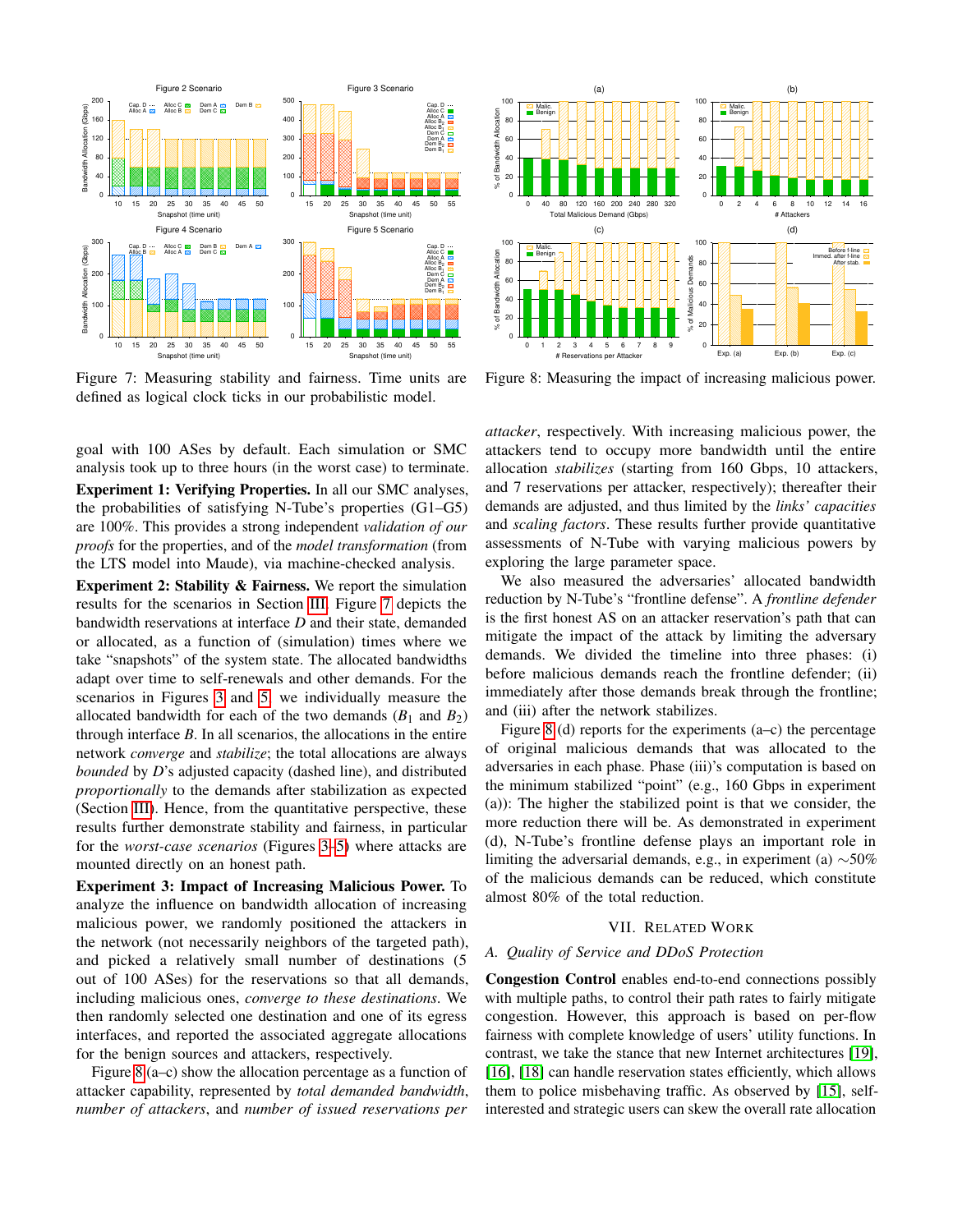Figure 7: Measuring stability and fairness. Time units are defined as logical clock ticks in our probabilistic model.

Figure 8: Measuring the impact of increasing malicious power.

goal with 100 ASes by default. Each simulation or SMC analysis took up to three hours (in the worst case) to terminate.

**Experiment 1: Verifying Properties.** In all our SMC analyses, the probabilities of satisfying N-Tube's properties (G1–G5) are 100%. This provides a strong independent *validation of our proofs* for the properties, and of the *model transformation* (from the LTS model into Maude), via machine-checked analysis.

**Experiment 2: Stability & Fairness.** We report the simulation results for the scenarios in Section III. Figure 7 depicts the bandwidth reservations at interface $D$ and their state, demanded or allocated, as a function of (simulation) times where we take "snapshots" of the system state. The allocated bandwidths adapt over time to self-renewals and other demands. For the scenarios in Figures 3 and 5, we individually measure the allocated bandwidth for each of the two demands ($B_1$ and $B_2$) through interface $B$. In all scenarios, the allocations in the entire network *converge* and *stabilize*; the total allocations are always *bounded* by $D$'s adjusted capacity (dashed line), and distributed *proportionally* to the demands after stabilization as expected (Section III). Hence, from the quantitative perspective, these results further demonstrate stability and fairness, in particular for the *worst-case scenarios* (Figures 3–5) where attacks are mounted directly on an honest path.

**Experiment 3: Impact of Increasing Malicious Power.** To analyze the influence on bandwidth allocation of increasing malicious power, we randomly positioned the attackers in the network (not necessarily neighbors of the targeted path), and picked a relatively small number of destinations (5 out of 100 ASes) for the reservations so that all demands, including malicious ones, *converge to these destinations*. We then randomly selected one destination and one of its egress interfaces, and reported the associated aggregate allocations for the benign sources and attackers, respectively.

Figure 8 (a–c) show the allocation percentage as a function of attacker capability, represented by *total demanded bandwidth*, *number of attackers*, and *number of issued reservations per attacker*, respectively. With increasing malicious power, the attackers tend to occupy more bandwidth until the entire allocation *stabilizes* (starting from 160 Gbps, 10 attackers, and 7 reservations per attacker, respectively); thereafter their demands are adjusted, and thus limited by the *links' capacities* and *scaling factors*. These results further provide quantitative assessments of N-Tube with varying malicious powers by exploring the large parameter space.

We also measured the adversaries' allocated bandwidth reduction by N-Tube's "frontline defense". A *frontline defender* is the first honest AS on an attacker reservation's path that can mitigate the impact of the attack by limiting the adversary demands. We divided the timeline into three phases: (i) before malicious demands reach the frontline defender; (ii) immediately after those demands break through the frontline; and (iii) after the network stabilizes.

Figure 8 (d) reports for the experiments (a–c) the percentage of original malicious demands that was allocated to the adversaries in each phase. Phase (iii)'s computation is based on the minimum stabilized "point" (e.g., 160 Gbps in experiment (a)): The higher the stabilized point is that we consider, the more reduction there will be. As demonstrated in experiment (d), N-Tube's frontline defense plays an important role in limiting the adversarial demands, e.g., in experiment (a) ~50% of the malicious demands can be reduced, which constitute almost 80% of the total reduction.

## VII. Related Work

### A. Quality of Service and DDoS Protection

**Congestion Control** enables end-to-end connections possibly with multiple paths, to control their path rates to fairly mitigate congestion. However, this approach is based on per-flow fairness with complete knowledge of users' utility functions. In contrast, we take the stance that new Internet architectures [19], [16], [18] can handle reservation states efficiently, which allows them to police misbehaving traffic. As observed by [15], self-interested and strategic users can skew the overall rate allocation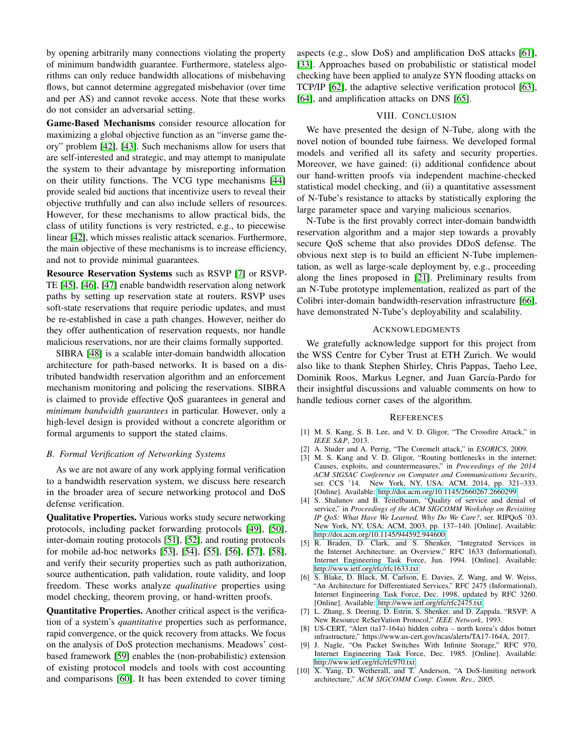by opening arbitrarily many connections violating the property of minimum bandwidth guarantee. Furthermore, stateless algorithms can only reduce bandwidth allocations of misbehaving flows, but cannot determine aggregated misbehavior (over time and per AS) and cannot revoke access. Note that these works do not consider an adversarial setting.

**Game-Based Mechanisms** consider resource allocation for maximizing a global objective function as an "inverse game theory" problem [42], [43]. Such mechanisms allow for users that are self-interested and strategic, and may attempt to manipulate the system to their advantage by misreporting information on their utility functions. The VCG type mechanisms [44] provide sealed bid auctions that incentivize users to reveal their objective truthfully and can also include sellers of resources. However, for these mechanisms to allow practical bids, the class of utility functions is very restricted, e.g., to piecewise linear [42], which misses realistic attack scenarios. Furthermore, the main objective of these mechanisms is to increase efficiency, and not to provide minimal guarantees.

**Resource Reservation Systems** such as RSVP [7] or RSVP-TE [45], [46], [47] enable bandwidth reservation along network paths by setting up reservation state at routers. RSVP uses soft-state reservations that require periodic updates, and must be re-established in case a path changes. However, neither do they offer authentication of reservation requests, nor handle malicious reservations, nor are their claims formally supported.

SIBRA [48] is a scalable inter-domain bandwidth allocation architecture for path-based networks. It is based on a distributed bandwidth reservation algorithm and an enforcement mechanism monitoring and policing the reservations. SIBRA is claimed to provide effective QoS guarantees in general and *minimum bandwidth guarantees* in particular. However, only a high-level design is provided without a concrete algorithm or formal arguments to support the stated claims.

### B. Formal Verification of Networking Systems

As we are not aware of any work applying formal verification to a bandwidth reservation system, we discuss here research in the broader area of secure networking protocol and DoS defense verification.

**Qualitative Properties.** Various works study secure networking protocols, including packet forwarding protocols [49], [50], inter-domain routing protocols [51], [52], and routing protocols for mobile ad-hoc networks [53], [54], [55], [56], [57], [58], and verify their security properties such as path authorization, source authentication, path validation, route validity, and loop freedom. These works analyze *qualitative* properties using model checking, theorem proving, or hand-written proofs.

**Quantitative Properties.** Another critical aspect is the verification of a system's *quantitative* properties such as performance, rapid convergence, or the quick recovery from attacks. We focus on the analysis of DoS protection mechanisms. Meadows' cost-based framework [59] enables the (non-probabilistic) extension of existing protocol models and tools with cost accounting and comparisons [60]. It has been extended to cover timing aspects (e.g., slow DoS) and amplification DoS attacks [61], [33]. Approaches based on probabilistic or statistical model checking have been applied to analyze SYN flooding attacks on TCP/IP [62], the adaptive selective verification protocol [63], [64], and amplification attacks on DNS [65].

## VIII. Conclusion

We have presented the design of N-Tube, along with the novel notion of bounded tube fairness. We developed formal models and verified all its safety and security properties. Moreover, we have gained: (i) additional confidence about our hand-written proofs via independent machine-checked statistical model checking, and (ii) a quantitative assessment of N-Tube's resistance to attacks by statistically exploring the large parameter space and varying malicious scenarios.

N-Tube is the first provably correct inter-domain bandwidth reservation algorithm and a major step towards a provably secure QoS scheme that also provides DDoS defense. The obvious next step is to build an efficient N-Tube implementation, as well as large-scale deployment by, e.g., proceeding along the lines proposed in [21]. Preliminary results from an N-Tube prototype implementation, realized as part of the Colibri inter-domain bandwidth-reservation infrastructure [66], have demonstrated N-Tube's deployability and scalability.

## Acknowledgments

We gratefully acknowledge support for this project from the WSS Centre for Cyber Trust at ETH Zurich. We would also like to thank Stephen Shirley, Chris Pappas, Taeho Lee, Dominik Roos, Markus Legner, and Juan García-Pardo for their insightful discussions and valuable comments on how to handle tedious corner cases of the algorithm.

## References

[1] M. S. Kang, S. B. Lee, and V. D. Gligor, "The Crossfire Attack," in *IEEE S&P*, 2013.

[2] A. Studer and A. Perrig, "The Coremelt attack," in *ESORICS*, 2009.

[3] M. S. Kang and V. D. Gligor, "Routing bottlenecks in the internet: Causes, exploits, and countermeasures," in *Proceedings of the 2014 ACM SIGSAC Conference on Computer and Communications Security*, ser. CCS '14. New York, NY, USA: ACM, 2014, pp. 321–333. [Online]. Available: http://doi.acm.org/10.1145/2660267.2660299

[4] S. Shalunov and B. Teitelbaum, "Quality of service and denial of service," in *Proceedings of the ACM SIGCOMM Workshop on Revisiting IP QoS: What Have We Learned, Why Do We Care?*, ser. RIPQoS '03. New York, NY, USA: ACM, 2003, pp. 137–140. [Online]. Available: http://doi.acm.org/10.1145/944592.944600

[5] R. Braden, D. Clark, and S. Shenker, "Integrated Services in the Internet Architecture: an Overview," RFC 1633 (Informational), Internet Engineering Task Force, Jun. 1994. [Online]. Available: http://www.ietf.org/rfc/rfc1633.txt

[6] S. Blake, D. Black, M. Carlson, E. Davies, Z. Wang, and W. Weiss, "An Architecture for Differentiated Services," RFC 2475 (Informational), Internet Engineering Task Force, Dec. 1998, updated by RFC 3260. [Online]. Available: http://www.ietf.org/rfc/rfc2475.txt

[7] L. Zhang, S. Deering, D. Estrin, S. Shenker, and D. Zappala, "RSVP: A New Resource ReSerVation Protocol," *IEEE Network*, 1993.

[8] US-CERT, "Alert (ta17-164a) hidden cobra – north korea's ddos botnet infrastructure," https://www.us-cert.gov/ncas/alerts/TA17-164A, 2017.

[9] J. Nagle, "On Packet Switches With Infinite Storage," RFC 970, Internet Engineering Task Force, Dec. 1985. [Online]. Available: http://www.ietf.org/rfc/rfc970.txt

[10] X. Yang, D. Wetherall, and T. Anderson, "A DoS-limiting network architecture," *ACM SIGCOMM Comp. Comm. Rev.*, 2005.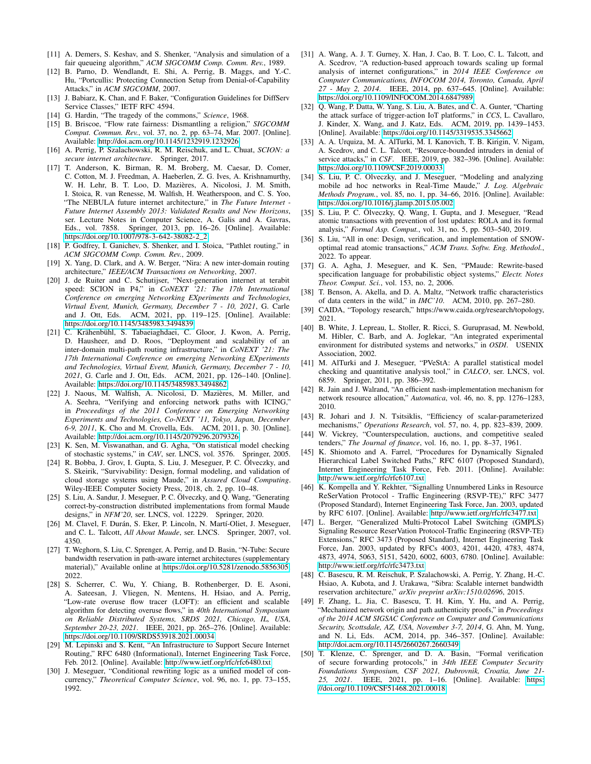[11] A. Demers, S. Keshav, and S. Shenker, "Analysis and simulation of a fair queueing algorithm," *ACM SIGCOMM Comp. Comm. Rev.*, 1989.

[12] B. Parno, D. Wendlandt, E. Shi, A. Perrig, B. Maggs, and Y.-C. Hu, "Portcullis: Protecting Connection Setup from Denial-of-Capability Attacks," in *ACM SIGCOMM*, 2007.

[13] J. Babiarz, K. Chan, and F. Baker, "Configuration Guidelines for DiffServ Service Classes," IETF RFC 4594.

[14] G. Hardin, "The tragedy of the commons," *Science*, 1968.

[15] B. Briscoe, "Flow rate fairness: Dismantling a religion," *SIGCOMM Comput. Commun. Rev.*, vol. 37, no. 2, pp. 63–74, Mar. 2007. [Online]. Available: http://doi.acm.org/10.1145/1232919.1232926

[16] A. Perrig, P. Szalachowski, R. M. Reischuk, and L. Chuat, *SCION: a secure internet architecture*. Springer, 2017.

[17] T. Anderson, K. Birman, R. M. Broberg, M. Caesar, D. Comer, C. Cotton, M. J. Freedman, A. Haeberlen, Z. G. Ives, A. Krishnamurthy, W. H. Lehr, B. T. Loo, D. Mazières, A. Nicolosi, J. M. Smith, I. Stoica, R. van Renesse, M. Walfish, H. Weatherspoon, and C. S. Yoo, "The NEBULA future internet architecture," in *The Future Internet - Future Internet Assembly 2013: Validated Results and New Horizons*, ser. Lecture Notes in Computer Science, A. Galis and A. Gavras, Eds., vol. 7858. Springer, 2013, pp. 16–26. [Online]. Available: https://doi.org/10.1007/978-3-642-38082-2_2

[18] P. Godfrey, I. Ganichev, S. Shenker, and I. Stoica, "Pathlet routing," in *ACM SIGCOMM Comp. Comm. Rev.*, 2009.

[19] X. Yang, D. Clark, and A. W. Berger, "Nira: A new inter-domain routing architecture," *IEEE/ACM Transactions on Networking*, 2007.

[20] J. de Ruiter and C. Schutijser, "Next-generation internet at terabit speed: SCION in P4," in *CoNEXT '21: The 17th International Conference on emerging Networking EXperiments and Technologies, Virtual Event, Munich, Germany, December 7 - 10, 2021*, G. Carle and J. Ott, Eds. ACM, 2021, pp. 119–125. [Online]. Available: https://doi.org/10.1145/3485983.3494839

[21] C. Krähenbühl, S. Tabaeiaghdaei, C. Gloor, J. Kwon, A. Perrig, D. Hausheer, and D. Roos, "Deployment and scalability of an inter-domain multi-path routing infrastructure," in *CoNEXT '21: The 17th International Conference on emerging Networking EXperiments and Technologies, Virtual Event, Munich, Germany, December 7 - 10, 2021*, G. Carle and J. Ott, Eds. ACM, 2021, pp. 126–140. [Online]. Available: https://doi.org/10.1145/3485983.3494862

[22] J. Naous, M. Walfish, A. Nicolosi, D. Mazières, M. Miller, and A. Seehra, "Verifying and enforcing network paths with ICING," in *Proceedings of the 2011 Conference on Emerging Networking Experiments and Technologies, Co-NEXT '11, Tokyo, Japan, December 6-9, 2011*, K. Cho and M. Crovella, Eds. ACM, 2011, p. 30. [Online]. Available: http://doi.acm.org/10.1145/2079296.2079326

[23] K. Sen, M. Viswanathan, and G. Agha, "On statistical model checking of stochastic systems," in *CAV*, ser. LNCS, vol. 3576. Springer, 2005.

[24] R. Bobba, J. Grov, I. Gupta, S. Liu, J. Meseguer, P. C. Ölveczky, and S. Skeirik, "Survivability: Design, formal modeling, and validation of cloud storage systems using Maude," in *Assured Cloud Computing*. Wiley-IEEE Computer Society Press, 2018, ch. 2, pp. 10–48.

[25] S. Liu, A. Sandur, J. Meseguer, P. C. Ölveczky, and Q. Wang, "Generating correct-by-construction distributed implementations from formal Maude designs," in *NFM'20*, ser. LNCS, vol. 12229. Springer, 2020.

[26] M. Clavel, F. Durán, S. Eker, P. Lincoln, N. Martí-Oliet, J. Meseguer, and C. L. Talcott, *All About Maude*, ser. LNCS. Springer, 2007, vol. 4350.

[27] T. Weghorn, S. Liu, C. Sprenger, A. Perrig, and D. Basin, "N-Tube: Secure bandwidth reservation in path-aware internet architectures (supplementary material)," Available online at https://doi.org/10.5281/zenodo.5856305, 2022.

[28] S. Scherrer, C. Wu, Y. Chiang, B. Rothenberger, D. E. Asoni, A. Sateesan, J. Vliegen, N. Mentens, H. Hsiao, and A. Perrig, "Low-rate overuse flow tracer (LOFT): an efficient and scalable algorithm for detecting overuse flows," in *40th International Symposium on Reliable Distributed Systems, SRDS 2021, Chicago, IL, USA, September 20-23, 2021*. IEEE, 2021, pp. 265–276. [Online]. Available: https://doi.org/10.1109/SRDS53918.2021.00034

[29] M. Lepinski and S. Kent, "An Infrastructure to Support Secure Internet Routing," RFC 6480 (Informational), Internet Engineering Task Force, Feb. 2012. [Online]. Available: http://www.ietf.org/rfc/rfc6480.txt

[30] J. Meseguer, "Conditional rewriting logic as a unified model of concurrency," *Theoretical Computer Science*, vol. 96, no. 1, pp. 73–155, 1992.

[31] A. Wang, A. J. T. Gurney, X. Han, J. Cao, B. T. Loo, C. L. Talcott, and A. Scedrov, "A reduction-based approach towards scaling up formal analysis of internet configurations," in *2014 IEEE Conference on Computer Communications, INFOCOM 2014, Toronto, Canada, April 27 - May 2, 2014*. IEEE, 2014, pp. 637–645. [Online]. Available: https://doi.org/10.1109/INFOCOM.2014.6847989

[32] Q. Wang, P. Datta, W. Yang, S. Liu, A. Bates, and C. A. Gunter, "Charting the attack surface of trigger-action IoT platforms," in *CCS*, L. Cavallaro, J. Kinder, X. Wang, and J. Katz, Eds. ACM, 2019, pp. 1439–1453. [Online]. Available: https://doi.org/10.1145/3319535.3345662

[33] A. A. Urquiza, M. A. AlTurki, M. I. Kanovich, T. B. Kirigin, V. Nigam, A. Scedrov, and C. L. Talcott, "Resource-bounded intruders in denial of service attacks," in *CSF*. IEEE, 2019, pp. 382–396. [Online]. Available: https://doi.org/10.1109/CSF.2019.00033

[34] S. Liu, P. C. Ölveczky, and J. Meseguer, "Modeling and analyzing mobile ad hoc networks in Real-Time Maude," *J. Log. Algebraic Methods Program.*, vol. 85, no. 1, pp. 34–66, 2016. [Online]. Available: https://doi.org/10.1016/j.jlamp.2015.05.002

[35] S. Liu, P. C. Ölveczky, Q. Wang, I. Gupta, and J. Meseguer, "Read atomic transactions with prevention of lost updates: ROLA and its formal analysis," *Formal Asp. Comput.*, vol. 31, no. 5, pp. 503–540, 2019.

[36] S. Liu, "All in one: Design, verification, and implementation of SNOW-optimal read atomic transactions," *ACM Trans. Softw. Eng. Methodol.*, 2022. To appear.

[37] G. A. Agha, J. Meseguer, and K. Sen, "PMaude: Rewrite-based specification language for probabilistic object systems," *Electr. Notes Theor. Comput. Sci.*, vol. 153, no. 2, 2006.

[38] T. Benson, A. Akella, and D. A. Maltz, "Network traffic characteristics of data centers in the wild," in *IMC'10*. ACM, 2010, pp. 267–280.

[39] CAIDA, "Topology research," https://www.caida.org/research/topology, 2021.

[40] B. White, J. Lepreau, L. Stoller, R. Ricci, S. Guruprasad, M. Newbold, M. Hibler, C. Barb, and A. Joglekar, "An integrated experimental environment for distributed systems and networks," in *OSDI*. USENIX Association, 2002.

[41] M. AlTurki and J. Meseguer, "PVeStA: A parallel statistical model checking and quantitative analysis tool," in *CALCO*, ser. LNCS, vol. 6859. Springer, 2011, pp. 386–392.

[42] R. Jain and J. Walrand, "An efficient nash-implementation mechanism for network resource allocation," *Automatica*, vol. 46, no. 8, pp. 1276–1283, 2010.

[43] R. Johari and J. N. Tsitsiklis, "Efficiency of scalar-parameterized mechanisms," *Operations Research*, vol. 57, no. 4, pp. 823–839, 2009.

[44] W. Vickrey, "Counterspeculation, auctions, and competitive sealed tenders," *The Journal of finance*, vol. 16, no. 1, pp. 8–37, 1961.

[45] K. Shiomoto and A. Farrel, "Procedures for Dynamically Signaled Hierarchical Label Switched Paths," RFC 6107 (Proposed Standard), Internet Engineering Task Force, Feb. 2011. [Online]. Available: http://www.ietf.org/rfc/rfc6107.txt

[46] K. Kompella and Y. Rekhter, "Signalling Unnumbered Links in Resource ReSerVation Protocol - Traffic Engineering (RSVP-TE)," RFC 3477 (Proposed Standard), Internet Engineering Task Force, Jan. 2003, updated by RFC 6107. [Online]. Available: http://www.ietf.org/rfc/rfc3477.txt

[47] L. Berger, "Generalized Multi-Protocol Label Switching (GMPLS) Signaling Resource ReserVation Protocol-Traffic Engineering (RSVP-TE) Extensions," RFC 3473 (Proposed Standard), Internet Engineering Task Force, Jan. 2003, updated by RFCs 4003, 4201, 4420, 4783, 4874, 4873, 4974, 5063, 5151, 5420, 6002, 6003, 6780. [Online]. Available: http://www.ietf.org/rfc/rfc3473.txt

[48] C. Basescu, R. M. Reischuk, P. Szalachowski, A. Perrig, Y. Zhang, H.-C. Hsiao, A. Kubota, and J. Urakawa, "Sibra: Scalable internet bandwidth reservation architecture," *arXiv preprint arXiv:1510.02696*, 2015.

[49] F. Zhang, L. Jia, C. Basescu, T. H. Kim, Y. Hu, and A. Perrig, "Mechanized network origin and path authenticity proofs," in *Proceedings of the 2014 ACM SIGSAC Conference on Computer and Communications Security, Scottsdale, AZ, USA, November 3-7, 2014*, G. Ahn, M. Yung, and N. Li, Eds. ACM, 2014, pp. 346–357. [Online]. Available: http://doi.acm.org/10.1145/2660267.2660349

[50] T. Klenze, C. Sprenger, and D. A. Basin, "Formal verification of secure forwarding protocols," in *34th IEEE Computer Security Foundations Symposium, CSF 2021, Dubrovnik, Croatia, June 21-25, 2021*. IEEE, 2021, pp. 1–16. [Online]. Available: https://doi.org/10.1109/CSF51468.2021.00018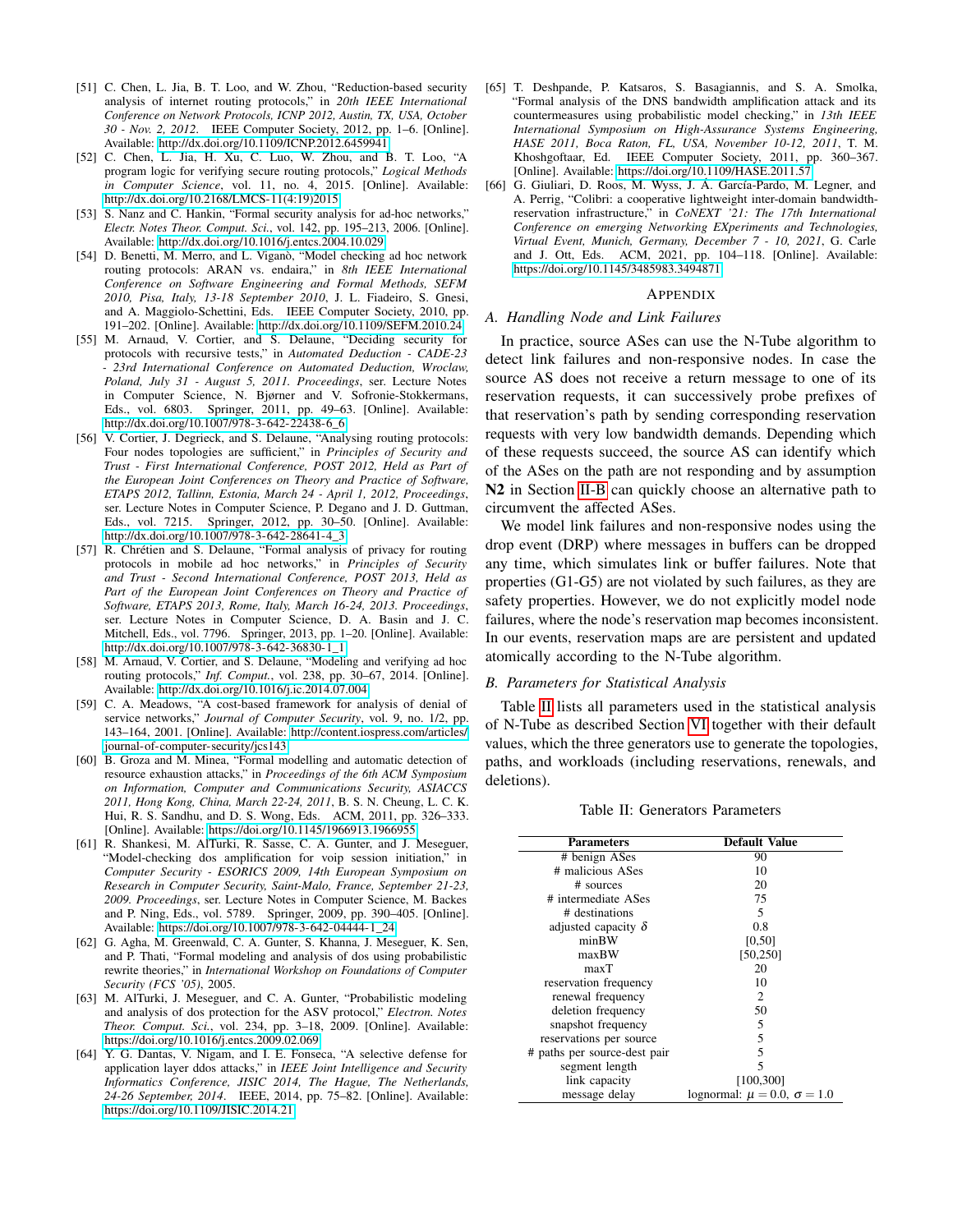[51] C. Chen, L. Jia, B. T. Loo, and W. Zhou, "Reduction-based security analysis of internet routing protocols," in *20th IEEE International Conference on Network Protocols, ICNP 2012, Austin, TX, USA, October 30 - Nov. 2, 2012*. IEEE Computer Society, 2012, pp. 1–6. [Online]. Available: http://dx.doi.org/10.1109/ICNP.2012.6459941

[52] C. Chen, L. Jia, H. Xu, C. Luo, W. Zhou, and B. T. Loo, "A program logic for verifying secure routing protocols," *Logical Methods in Computer Science*, vol. 11, no. 4, 2015. [Online]. Available: http://dx.doi.org/10.2168/LMCS-11(4:19)2015

[53] S. Nanz and C. Hankin, "Formal security analysis for ad-hoc networks," *Electr. Notes Theor. Comput. Sci.*, vol. 142, pp. 195–213, 2006. [Online]. Available: http://dx.doi.org/10.1016/j.entcs.2004.10.029

[54] D. Benetti, M. Merro, and L. Viganò, "Model checking ad hoc network routing protocols: ARAN vs. endaira," in *8th IEEE International Conference on Software Engineering and Formal Methods, SEFM 2010, Pisa, Italy, 13-18 September 2010*, J. L. Fiadeiro, S. Gnesi, and A. Maggiolo-Schettini, Eds. IEEE Computer Society, 2010, pp. 191–202. [Online]. Available: http://dx.doi.org/10.1109/SEFM.2010.24

[55] M. Arnaud, V. Cortier, and S. Delaune, "Deciding security for protocols with recursive tests," in *Automated Deduction - CADE-23 - 23rd International Conference on Automated Deduction, Wroclaw, Poland, July 31 - August 5, 2011. Proceedings*, ser. Lecture Notes in Computer Science, N. Bjørner and V. Sofronie-Stokkermans, Eds., vol. 6803. Springer, 2011, pp. 49–63. [Online]. Available: http://dx.doi.org/10.1007/978-3-642-22438-6_6

[56] V. Cortier, J. Degrieck, and S. Delaune, "Analysing routing protocols: Four nodes topologies are sufficient," in *Principles of Security and Trust - First International Conference, POST 2012, Held as Part of the European Joint Conferences on Theory and Practice of Software, ETAPS 2012, Tallinn, Estonia, March 24 - April 1, 2012, Proceedings*, ser. Lecture Notes in Computer Science, P. Degano and J. D. Guttman, Eds., vol. 7215. Springer, 2012, pp. 30–50. [Online]. Available: http://dx.doi.org/10.1007/978-3-642-28641-4_3

[57] R. Chrétien and S. Delaune, "Formal analysis of privacy for routing protocols in mobile ad hoc networks," in *Principles of Security and Trust - Second International Conference, POST 2013, Held as Part of the European Joint Conferences on Theory and Practice of Software, ETAPS 2013, Rome, Italy, March 16-24, 2013. Proceedings*, ser. Lecture Notes in Computer Science, D. A. Basin and J. C. Mitchell, Eds., vol. 7796. Springer, 2013, pp. 1–20. [Online]. Available: http://dx.doi.org/10.1007/978-3-642-36830-1_1

[58] M. Arnaud, V. Cortier, and S. Delaune, "Modeling and verifying ad hoc routing protocols," *Inf. Comput.*, vol. 238, pp. 30–67, 2014. [Online]. Available: http://dx.doi.org/10.1016/j.ic.2014.07.004

[59] C. A. Meadows, "A cost-based framework for analysis of denial of service networks," *Journal of Computer Security*, vol. 9, no. 1/2, pp. 143–164, 2001. [Online]. Available: http://content.iospress.com/articles/journal-of-computer-security/jcs143

[60] B. Groza and M. Minea, "Formal modelling and automatic detection of resource exhaustion attacks," in *Proceedings of the 6th ACM Symposium on Information, Computer and Communications Security, ASIACCS 2011, Hong Kong, China, March 22-24, 2011*, B. S. N. Cheung, L. C. K. Hui, R. S. Sandhu, and D. S. Wong, Eds. ACM, 2011, pp. 326–333. [Online]. Available: https://doi.org/10.1145/1966913.1966955

[61] R. Shankesi, M. AlTurki, R. Sasse, C. A. Gunter, and J. Meseguer, "Model-checking dos amplification for voip session initiation," in *Computer Security - ESORICS 2009, 14th European Symposium on Research in Computer Security, Saint-Malo, France, September 21-23, 2009. Proceedings*, ser. Lecture Notes in Computer Science, M. Backes and P. Ning, Eds., vol. 5789. Springer, 2009, pp. 390–405. [Online]. Available: https://doi.org/10.1007/978-3-642-04444-1_24

[62] G. Agha, M. Greenwald, C. A. Gunter, S. Khanna, J. Meseguer, K. Sen, and P. Thati, "Formal modeling and analysis of dos using probabilistic rewrite theories," in *International Workshop on Foundations of Computer Security (FCS '05)*, 2005.

[63] M. AlTurki, J. Meseguer, and C. A. Gunter, "Probabilistic modeling and analysis of dos protection for the ASV protocol," *Electron. Notes Theor. Comput. Sci.*, vol. 234, pp. 3–18, 2009. [Online]. Available: https://doi.org/10.1016/j.entcs.2009.02.069

[64] Y. G. Dantas, V. Nigam, and I. E. Fonseca, "A selective defense for application layer ddos attacks," in *IEEE Joint Intelligence and Security Informatics Conference, JISIC 2014, The Hague, The Netherlands, 24-26 September, 2014*. IEEE, 2014, pp. 75–82. [Online]. Available: https://doi.org/10.1109/JISIC.2014.21

[65] T. Deshpande, P. Katsaros, S. Basagiannis, and S. A. Smolka, "Formal analysis of the DNS bandwidth amplification attack and its countermeasures using probabilistic model checking," in *13th IEEE International Symposium on High-Assurance Systems Engineering, HASE 2011, Boca Raton, FL, USA, November 10-12, 2011*, T. M. Khoshgoftaar, Ed. IEEE Computer Society, 2011, pp. 360–367. [Online]. Available: https://doi.org/10.1109/HASE.2011.57

[66] G. Giuliari, D. Roos, M. Wyss, J. Á. García-Pardo, M. Legner, and A. Perrig, "Colibri: a cooperative lightweight inter-domain bandwidth-reservation infrastructure," in *CoNEXT '21: The 17th International Conference on emerging Networking EXperiments and Technologies, Virtual Event, Munich, Germany, December 7 - 10, 2021*, G. Carle and J. Ott, Eds. ACM, 2021, pp. 104–118. [Online]. Available: https://doi.org/10.1145/3485983.3494871

# Appendix

## A. Handling Node and Link Failures

In practice, source ASes can use the N-Tube algorithm to detect link failures and non-responsive nodes. In case the source AS does not receive a return message to one of its reservation requests, it can successively probe prefixes of that reservation's path by sending corresponding reservation requests with very low bandwidth demands. Depending which of these requests succeed, the source AS can identify which of the ASes on the path are not responding and by assumption **N2** in Section II-B can quickly choose an alternative path to circumvent the affected ASes.

We model link failures and non-responsive nodes using the drop event (DRP) where messages in buffers can be dropped any time, which simulates link or buffer failures. Note that properties (G1-G5) are not violated by such failures, as they are safety properties. However, we do not explicitly model node failures, where the node's reservation map becomes inconsistent. In our events, reservation maps are are persistent and updated atomically according to the N-Tube algorithm.

## B. Parameters for Statistical Analysis

Table II lists all parameters used in the statistical analysis of N-Tube as described Section VI together with their default values, which the three generators use to generate the topologies, paths, and workloads (including reservations, renewals, and deletions).

Table II: Generators Parameters

| Parameters | Default Value |
|---|---|
| # benign ASes | 90 |
| # malicious ASes | 10 |
| # sources | 20 |
| # intermediate ASes | 75 |
| # destinations | 5 |
| adjusted capacity $\delta$ | 0.8 |
| minBW | [0,50] |
| maxBW | [50,250] |
| maxT | 20 |
| reservation frequency | 10 |
| renewal frequency | 2 |
| deletion frequency | 50 |
| snapshot frequency | 5 |
| reservations per source | 5 |
| # paths per source-dest pair | 5 |
| segment length | 5 |
| link capacity | [100,300] |
| message delay | lognormal: $\mu = 0.0$, $\sigma = 1.0$ |